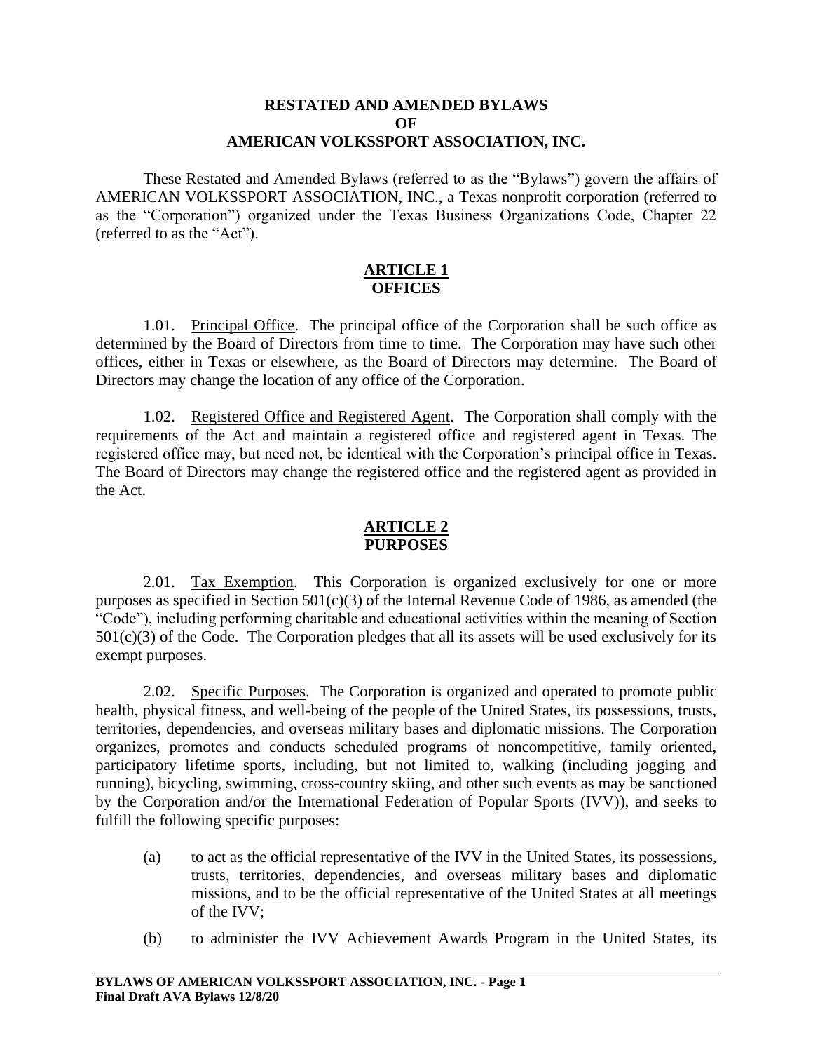# RESTATED AND AMENDED BYLAWS OF AMERICAN VOLKSSPORT ASSOCIATION, INC.

These Restated and Amended Bylaws (referred to as the "Bylaws") govern the affairs of AMERICAN VOLKSSPORT ASSOCIATION, INC., a Texas nonprofit corporation (referred to as the "Corporation") organized under the Texas Business Organizations Code, Chapter 22 (referred to as the "Act").

## ARTICLE 1
## OFFICES

1.01. Principal Office. The principal office of the Corporation shall be such office as determined by the Board of Directors from time to time. The Corporation may have such other offices, either in Texas or elsewhere, as the Board of Directors may determine. The Board of Directors may change the location of any office of the Corporation.

1.02. Registered Office and Registered Agent. The Corporation shall comply with the requirements of the Act and maintain a registered office and registered agent in Texas. The registered office may, but need not, be identical with the Corporation's principal office in Texas. The Board of Directors may change the registered office and the registered agent as provided in the Act.

## ARTICLE 2
## PURPOSES

2.01. Tax Exemption. This Corporation is organized exclusively for one or more purposes as specified in Section 501(c)(3) of the Internal Revenue Code of 1986, as amended (the "Code"), including performing charitable and educational activities within the meaning of Section 501(c)(3) of the Code. The Corporation pledges that all its assets will be used exclusively for its exempt purposes.

2.02. Specific Purposes. The Corporation is organized and operated to promote public health, physical fitness, and well-being of the people of the United States, its possessions, trusts, territories, dependencies, and overseas military bases and diplomatic missions. The Corporation organizes, promotes and conducts scheduled programs of noncompetitive, family oriented, participatory lifetime sports, including, but not limited to, walking (including jogging and running), bicycling, swimming, cross-country skiing, and other such events as may be sanctioned by the Corporation and/or the International Federation of Popular Sports (IVV)), and seeks to fulfill the following specific purposes:

(a) to act as the official representative of the IVV in the United States, its possessions, trusts, territories, dependencies, and overseas military bases and diplomatic missions, and to be the official representative of the United States at all meetings of the IVV;

(b) to administer the IVV Achievement Awards Program in the United States, its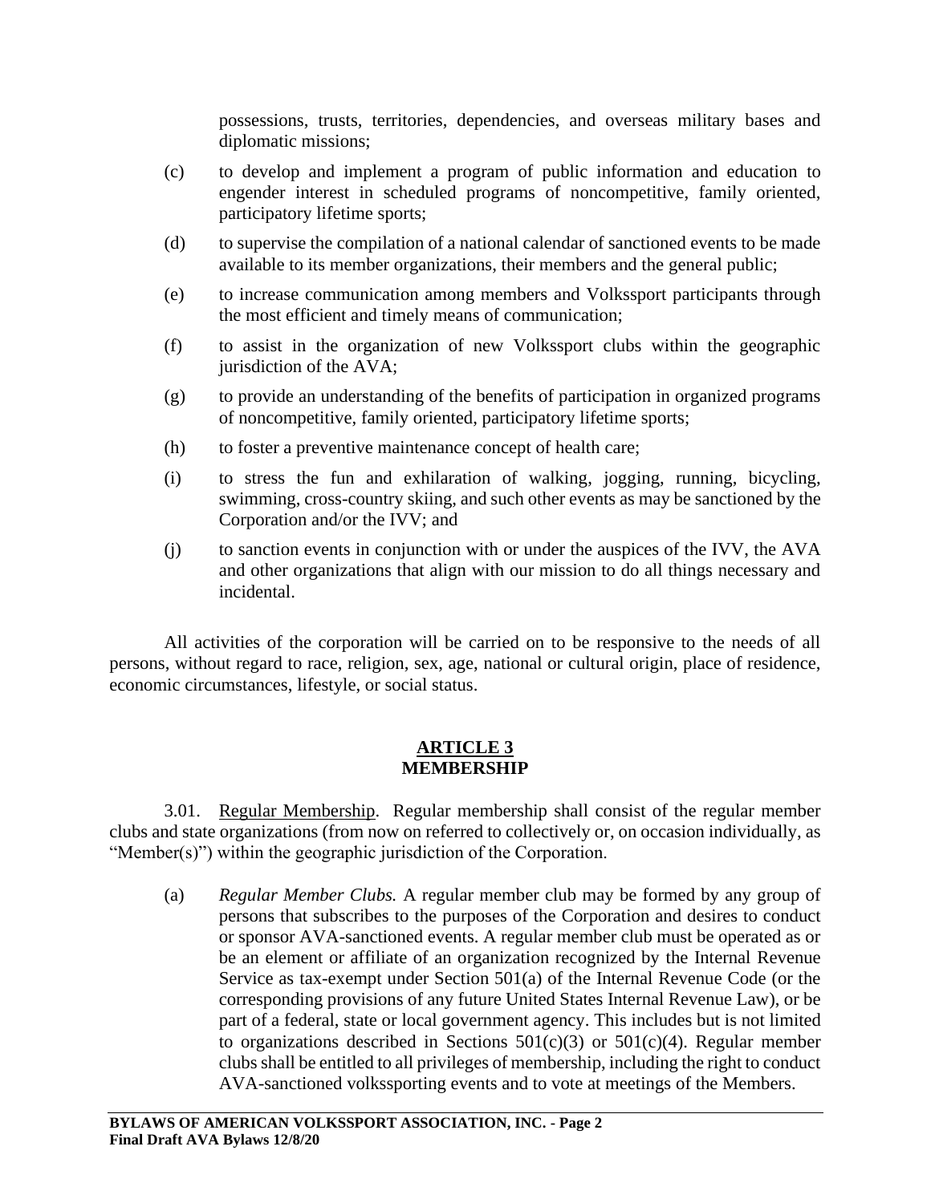possessions, trusts, territories, dependencies, and overseas military bases and diplomatic missions;

(c) to develop and implement a program of public information and education to engender interest in scheduled programs of noncompetitive, family oriented, participatory lifetime sports;

(d) to supervise the compilation of a national calendar of sanctioned events to be made available to its member organizations, their members and the general public;

(e) to increase communication among members and Volkssport participants through the most efficient and timely means of communication;

(f) to assist in the organization of new Volkssport clubs within the geographic jurisdiction of the AVA;

(g) to provide an understanding of the benefits of participation in organized programs of noncompetitive, family oriented, participatory lifetime sports;

(h) to foster a preventive maintenance concept of health care;

(i) to stress the fun and exhilaration of walking, jogging, running, bicycling, swimming, cross-country skiing, and such other events as may be sanctioned by the Corporation and/or the IVV; and

(j) to sanction events in conjunction with or under the auspices of the IVV, the AVA and other organizations that align with our mission to do all things necessary and incidental.

All activities of the corporation will be carried on to be responsive to the needs of all persons, without regard to race, religion, sex, age, national or cultural origin, place of residence, economic circumstances, lifestyle, or social status.

## ARTICLE 3
## MEMBERSHIP

3.01. Regular Membership. Regular membership shall consist of the regular member clubs and state organizations (from now on referred to collectively or, on occasion individually, as "Member(s)") within the geographic jurisdiction of the Corporation.

(a) *Regular Member Clubs.* A regular member club may be formed by any group of persons that subscribes to the purposes of the Corporation and desires to conduct or sponsor AVA-sanctioned events. A regular member club must be operated as or be an element or affiliate of an organization recognized by the Internal Revenue Service as tax-exempt under Section 501(a) of the Internal Revenue Code (or the corresponding provisions of any future United States Internal Revenue Law), or be part of a federal, state or local government agency. This includes but is not limited to organizations described in Sections 501(c)(3) or 501(c)(4). Regular member clubs shall be entitled to all privileges of membership, including the right to conduct AVA-sanctioned volkssporting events and to vote at meetings of the Members.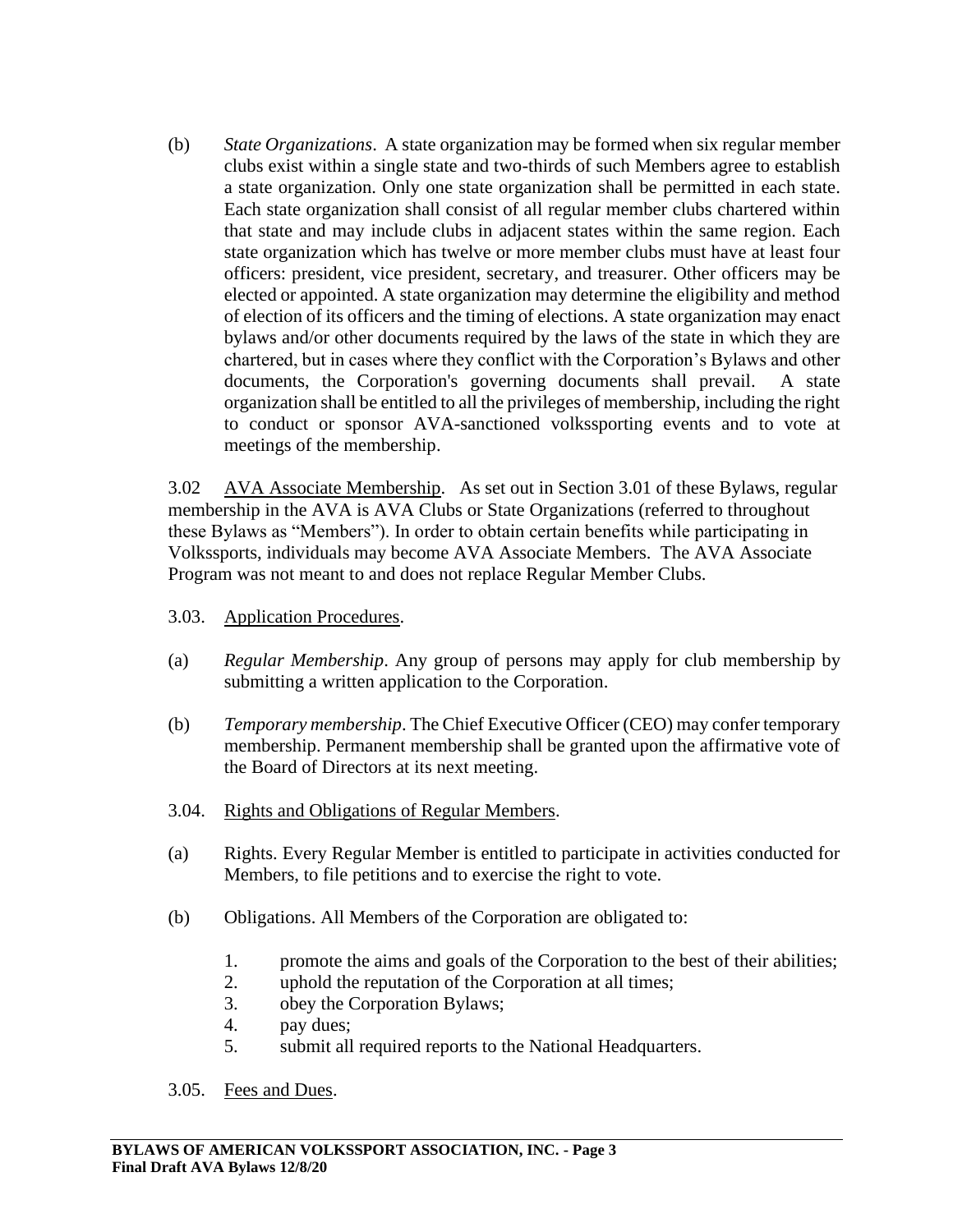(b) *State Organizations*. A state organization may be formed when six regular member clubs exist within a single state and two-thirds of such Members agree to establish a state organization. Only one state organization shall be permitted in each state. Each state organization shall consist of all regular member clubs chartered within that state and may include clubs in adjacent states within the same region. Each state organization which has twelve or more member clubs must have at least four officers: president, vice president, secretary, and treasurer. Other officers may be elected or appointed. A state organization may determine the eligibility and method of election of its officers and the timing of elections. A state organization may enact bylaws and/or other documents required by the laws of the state in which they are chartered, but in cases where they conflict with the Corporation's Bylaws and other documents, the Corporation's governing documents shall prevail. A state organization shall be entitled to all the privileges of membership, including the right to conduct or sponsor AVA-sanctioned volkssporting events and to vote at meetings of the membership.

3.02 <u>AVA Associate Membership</u>. As set out in Section 3.01 of these Bylaws, regular membership in the AVA is AVA Clubs or State Organizations (referred to throughout these Bylaws as "Members"). In order to obtain certain benefits while participating in Volkssports, individuals may become AVA Associate Members. The AVA Associate Program was not meant to and does not replace Regular Member Clubs.

3.03. <u>Application Procedures</u>.

(a) *Regular Membership*. Any group of persons may apply for club membership by submitting a written application to the Corporation.

(b) *Temporary membership*. The Chief Executive Officer (CEO) may confer temporary membership. Permanent membership shall be granted upon the affirmative vote of the Board of Directors at its next meeting.

3.04. <u>Rights and Obligations of Regular Members</u>.

(a) Rights. Every Regular Member is entitled to participate in activities conducted for Members, to file petitions and to exercise the right to vote.

(b) Obligations. All Members of the Corporation are obligated to:

1. promote the aims and goals of the Corporation to the best of their abilities;
2. uphold the reputation of the Corporation at all times;
3. obey the Corporation Bylaws;
4. pay dues;
5. submit all required reports to the National Headquarters.

3.05. <u>Fees and Dues</u>.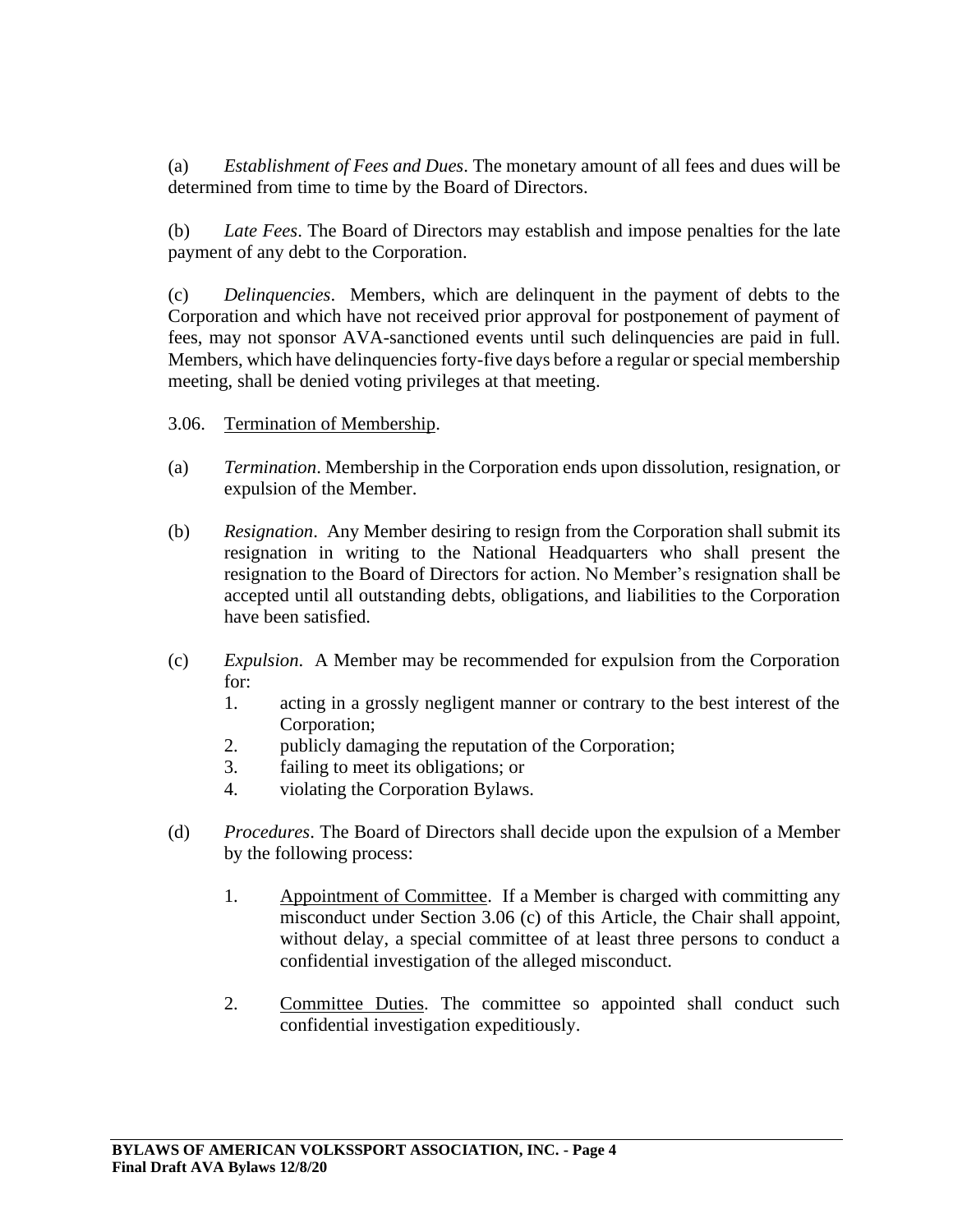(a) *Establishment of Fees and Dues*. The monetary amount of all fees and dues will be determined from time to time by the Board of Directors.

(b) *Late Fees*. The Board of Directors may establish and impose penalties for the late payment of any debt to the Corporation.

(c) *Delinquencies*. Members, which are delinquent in the payment of debts to the Corporation and which have not received prior approval for postponement of payment of fees, may not sponsor AVA-sanctioned events until such delinquencies are paid in full. Members, which have delinquencies forty-five days before a regular or special membership meeting, shall be denied voting privileges at that meeting.

3.06. Termination of Membership.

(a) *Termination*. Membership in the Corporation ends upon dissolution, resignation, or expulsion of the Member.

(b) *Resignation*. Any Member desiring to resign from the Corporation shall submit its resignation in writing to the National Headquarters who shall present the resignation to the Board of Directors for action. No Member's resignation shall be accepted until all outstanding debts, obligations, and liabilities to the Corporation have been satisfied.

(c) *Expulsion*. A Member may be recommended for expulsion from the Corporation for:

1. acting in a grossly negligent manner or contrary to the best interest of the Corporation;
2. publicly damaging the reputation of the Corporation;
3. failing to meet its obligations; or
4. violating the Corporation Bylaws.

(d) *Procedures*. The Board of Directors shall decide upon the expulsion of a Member by the following process:

1. Appointment of Committee. If a Member is charged with committing any misconduct under Section 3.06 (c) of this Article, the Chair shall appoint, without delay, a special committee of at least three persons to conduct a confidential investigation of the alleged misconduct.

2. Committee Duties. The committee so appointed shall conduct such confidential investigation expeditiously.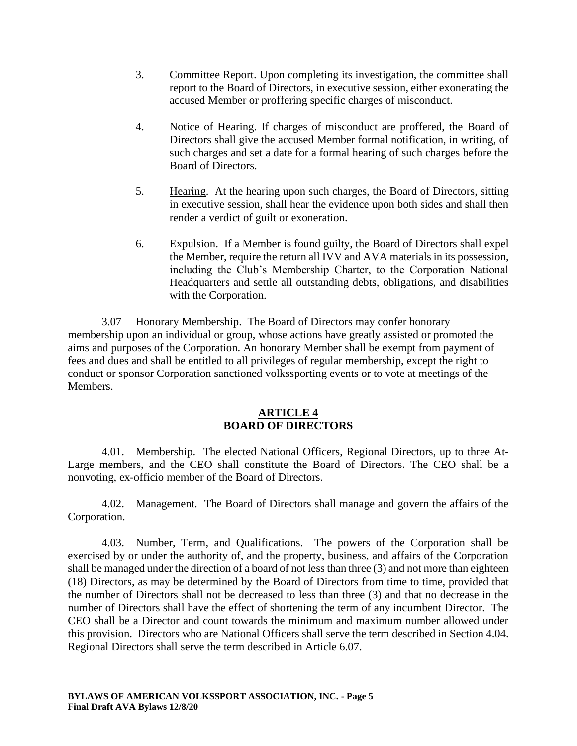3. Committee Report. Upon completing its investigation, the committee shall report to the Board of Directors, in executive session, either exonerating the accused Member or proffering specific charges of misconduct.

4. Notice of Hearing. If charges of misconduct are proffered, the Board of Directors shall give the accused Member formal notification, in writing, of such charges and set a date for a formal hearing of such charges before the Board of Directors.

5. Hearing. At the hearing upon such charges, the Board of Directors, sitting in executive session, shall hear the evidence upon both sides and shall then render a verdict of guilt or exoneration.

6. Expulsion. If a Member is found guilty, the Board of Directors shall expel the Member, require the return all IVV and AVA materials in its possession, including the Club's Membership Charter, to the Corporation National Headquarters and settle all outstanding debts, obligations, and disabilities with the Corporation.

3.07 Honorary Membership. The Board of Directors may confer honorary membership upon an individual or group, whose actions have greatly assisted or promoted the aims and purposes of the Corporation. An honorary Member shall be exempt from payment of fees and dues and shall be entitled to all privileges of regular membership, except the right to conduct or sponsor Corporation sanctioned volkssporting events or to vote at meetings of the Members.

## ARTICLE 4
## BOARD OF DIRECTORS

4.01. Membership. The elected National Officers, Regional Directors, up to three At-Large members, and the CEO shall constitute the Board of Directors. The CEO shall be a nonvoting, ex-officio member of the Board of Directors.

4.02. Management. The Board of Directors shall manage and govern the affairs of the Corporation.

4.03. Number, Term, and Qualifications. The powers of the Corporation shall be exercised by or under the authority of, and the property, business, and affairs of the Corporation shall be managed under the direction of a board of not less than three (3) and not more than eighteen (18) Directors, as may be determined by the Board of Directors from time to time, provided that the number of Directors shall not be decreased to less than three (3) and that no decrease in the number of Directors shall have the effect of shortening the term of any incumbent Director. The CEO shall be a Director and count towards the minimum and maximum number allowed under this provision. Directors who are National Officers shall serve the term described in Section 4.04. Regional Directors shall serve the term described in Article 6.07.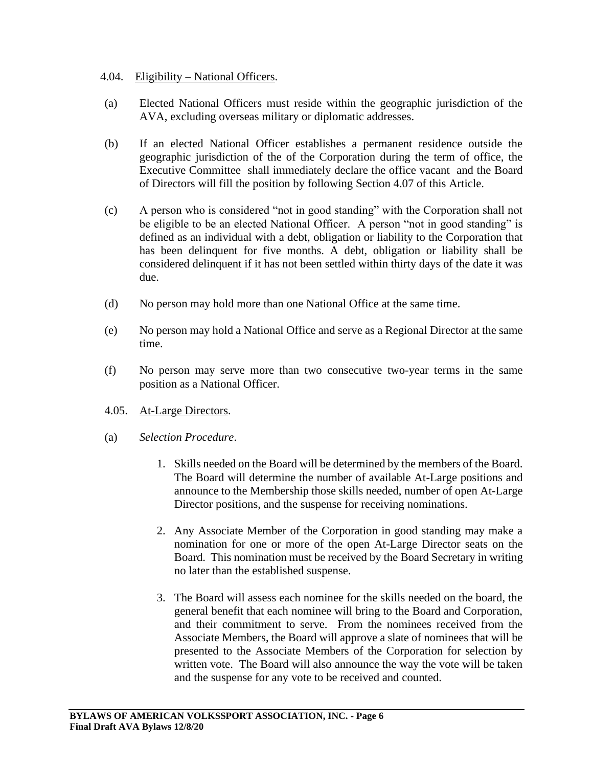4.04. Eligibility – National Officers.

(a) Elected National Officers must reside within the geographic jurisdiction of the AVA, excluding overseas military or diplomatic addresses.

(b) If an elected National Officer establishes a permanent residence outside the geographic jurisdiction of the of the Corporation during the term of office, the Executive Committee shall immediately declare the office vacant and the Board of Directors will fill the position by following Section 4.07 of this Article.

(c) A person who is considered "not in good standing" with the Corporation shall not be eligible to be an elected National Officer. A person "not in good standing" is defined as an individual with a debt, obligation or liability to the Corporation that has been delinquent for five months. A debt, obligation or liability shall be considered delinquent if it has not been settled within thirty days of the date it was due.

(d) No person may hold more than one National Office at the same time.

(e) No person may hold a National Office and serve as a Regional Director at the same time.

(f) No person may serve more than two consecutive two-year terms in the same position as a National Officer.

4.05. At-Large Directors.

(a) *Selection Procedure*.

1. Skills needed on the Board will be determined by the members of the Board. The Board will determine the number of available At-Large positions and announce to the Membership those skills needed, number of open At-Large Director positions, and the suspense for receiving nominations.

2. Any Associate Member of the Corporation in good standing may make a nomination for one or more of the open At-Large Director seats on the Board. This nomination must be received by the Board Secretary in writing no later than the established suspense.

3. The Board will assess each nominee for the skills needed on the board, the general benefit that each nominee will bring to the Board and Corporation, and their commitment to serve. From the nominees received from the Associate Members, the Board will approve a slate of nominees that will be presented to the Associate Members of the Corporation for selection by written vote. The Board will also announce the way the vote will be taken and the suspense for any vote to be received and counted.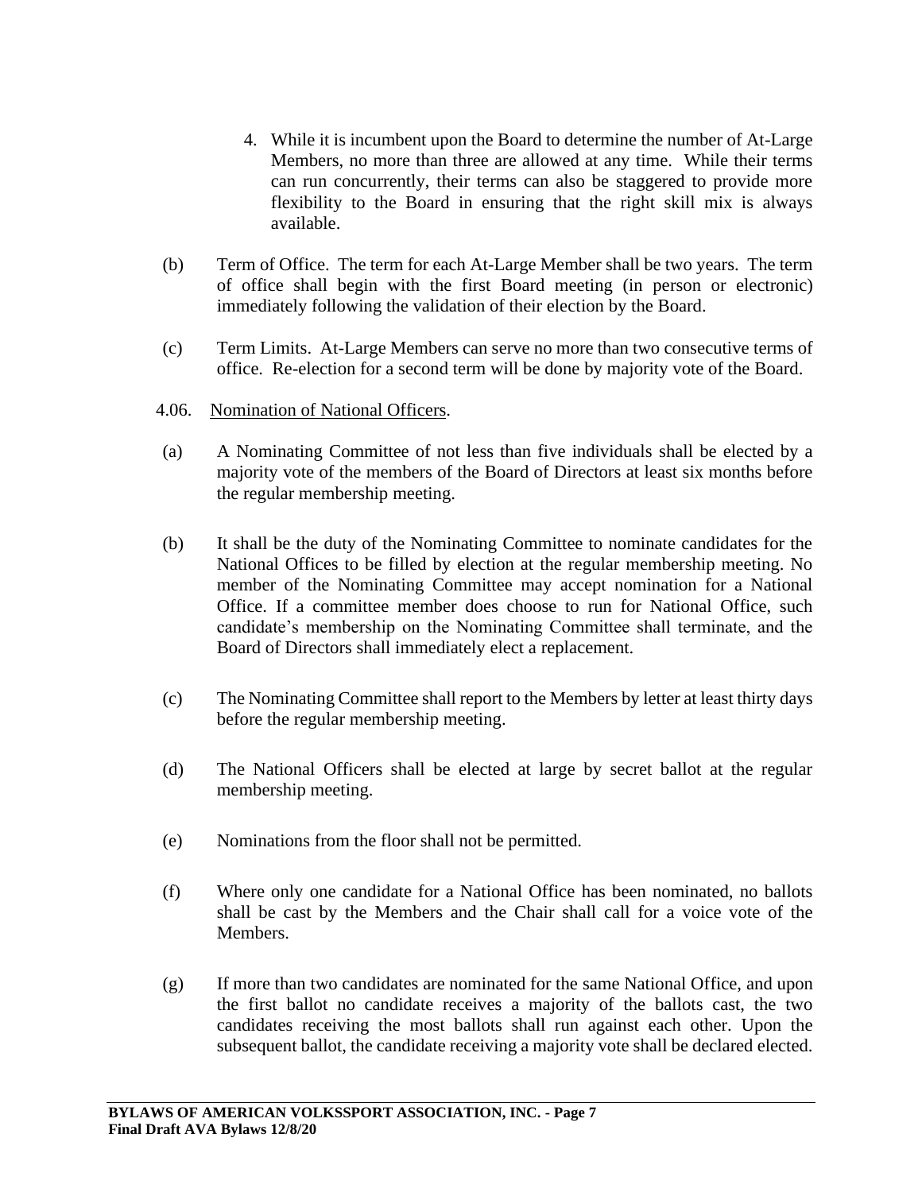4. While it is incumbent upon the Board to determine the number of At-Large Members, no more than three are allowed at any time. While their terms can run concurrently, their terms can also be staggered to provide more flexibility to the Board in ensuring that the right skill mix is always available.

(b) Term of Office. The term for each At-Large Member shall be two years. The term of office shall begin with the first Board meeting (in person or electronic) immediately following the validation of their election by the Board.

(c) Term Limits. At-Large Members can serve no more than two consecutive terms of office. Re-election for a second term will be done by majority vote of the Board.

4.06. Nomination of National Officers.

(a) A Nominating Committee of not less than five individuals shall be elected by a majority vote of the members of the Board of Directors at least six months before the regular membership meeting.

(b) It shall be the duty of the Nominating Committee to nominate candidates for the National Offices to be filled by election at the regular membership meeting. No member of the Nominating Committee may accept nomination for a National Office. If a committee member does choose to run for National Office, such candidate's membership on the Nominating Committee shall terminate, and the Board of Directors shall immediately elect a replacement.

(c) The Nominating Committee shall report to the Members by letter at least thirty days before the regular membership meeting.

(d) The National Officers shall be elected at large by secret ballot at the regular membership meeting.

(e) Nominations from the floor shall not be permitted.

(f) Where only one candidate for a National Office has been nominated, no ballots shall be cast by the Members and the Chair shall call for a voice vote of the Members.

(g) If more than two candidates are nominated for the same National Office, and upon the first ballot no candidate receives a majority of the ballots cast, the two candidates receiving the most ballots shall run against each other. Upon the subsequent ballot, the candidate receiving a majority vote shall be declared elected.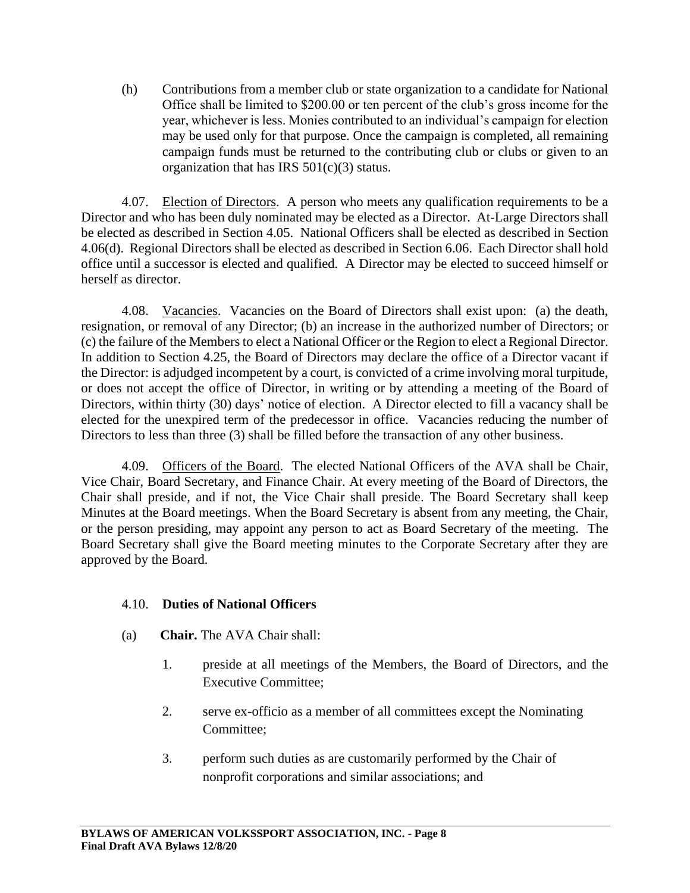(h) Contributions from a member club or state organization to a candidate for National Office shall be limited to $200.00 or ten percent of the club's gross income for the year, whichever is less. Monies contributed to an individual's campaign for election may be used only for that purpose. Once the campaign is completed, all remaining campaign funds must be returned to the contributing club or clubs or given to an organization that has IRS 501(c)(3) status.

4.07. Election of Directors. A person who meets any qualification requirements to be a Director and who has been duly nominated may be elected as a Director. At-Large Directors shall be elected as described in Section 4.05. National Officers shall be elected as described in Section 4.06(d). Regional Directors shall be elected as described in Section 6.06. Each Director shall hold office until a successor is elected and qualified. A Director may be elected to succeed himself or herself as director.

4.08. Vacancies. Vacancies on the Board of Directors shall exist upon: (a) the death, resignation, or removal of any Director; (b) an increase in the authorized number of Directors; or (c) the failure of the Members to elect a National Officer or the Region to elect a Regional Director. In addition to Section 4.25, the Board of Directors may declare the office of a Director vacant if the Director: is adjudged incompetent by a court, is convicted of a crime involving moral turpitude, or does not accept the office of Director, in writing or by attending a meeting of the Board of Directors, within thirty (30) days' notice of election. A Director elected to fill a vacancy shall be elected for the unexpired term of the predecessor in office. Vacancies reducing the number of Directors to less than three (3) shall be filled before the transaction of any other business.

4.09. Officers of the Board. The elected National Officers of the AVA shall be Chair, Vice Chair, Board Secretary, and Finance Chair. At every meeting of the Board of Directors, the Chair shall preside, and if not, the Vice Chair shall preside. The Board Secretary shall keep Minutes at the Board meetings. When the Board Secretary is absent from any meeting, the Chair, or the person presiding, may appoint any person to act as Board Secretary of the meeting. The Board Secretary shall give the Board meeting minutes to the Corporate Secretary after they are approved by the Board.

4.10. **Duties of National Officers**

(a) **Chair.** The AVA Chair shall:

1. preside at all meetings of the Members, the Board of Directors, and the Executive Committee;

2. serve ex-officio as a member of all committees except the Nominating Committee;

3. perform such duties as are customarily performed by the Chair of nonprofit corporations and similar associations; and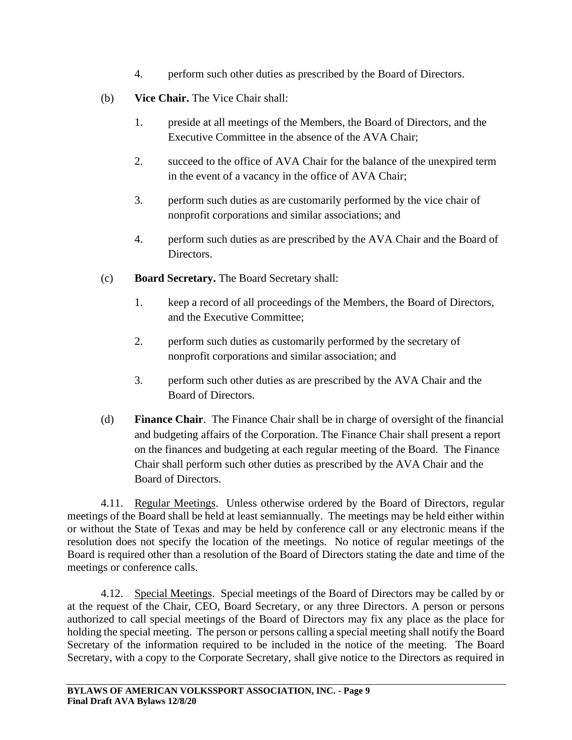4. perform such other duties as prescribed by the Board of Directors.

(b) **Vice Chair.** The Vice Chair shall:

1. preside at all meetings of the Members, the Board of Directors, and the Executive Committee in the absence of the AVA Chair;

2. succeed to the office of AVA Chair for the balance of the unexpired term in the event of a vacancy in the office of AVA Chair;

3. perform such duties as are customarily performed by the vice chair of nonprofit corporations and similar associations; and

4. perform such duties as are prescribed by the AVA Chair and the Board of Directors.

(c) **Board Secretary.** The Board Secretary shall:

1. keep a record of all proceedings of the Members, the Board of Directors, and the Executive Committee;

2. perform such duties as customarily performed by the secretary of nonprofit corporations and similar association; and

3. perform such other duties as are prescribed by the AVA Chair and the Board of Directors.

(d) **Finance Chair**. The Finance Chair shall be in charge of oversight of the financial and budgeting affairs of the Corporation. The Finance Chair shall present a report on the finances and budgeting at each regular meeting of the Board. The Finance Chair shall perform such other duties as prescribed by the AVA Chair and the Board of Directors.

4.11. Regular Meetings. Unless otherwise ordered by the Board of Directors, regular meetings of the Board shall be held at least semiannually. The meetings may be held either within or without the State of Texas and may be held by conference call or any electronic means if the resolution does not specify the location of the meetings. No notice of regular meetings of the Board is required other than a resolution of the Board of Directors stating the date and time of the meetings or conference calls.

4.12. Special Meetings. Special meetings of the Board of Directors may be called by or at the request of the Chair, CEO, Board Secretary, or any three Directors. A person or persons authorized to call special meetings of the Board of Directors may fix any place as the place for holding the special meeting. The person or persons calling a special meeting shall notify the Board Secretary of the information required to be included in the notice of the meeting. The Board Secretary, with a copy to the Corporate Secretary, shall give notice to the Directors as required in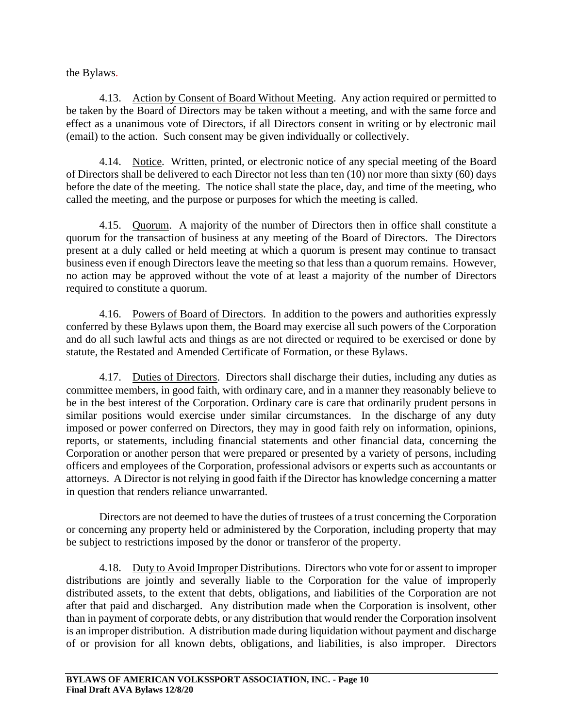the Bylaws.

4.13. Action by Consent of Board Without Meeting. Any action required or permitted to be taken by the Board of Directors may be taken without a meeting, and with the same force and effect as a unanimous vote of Directors, if all Directors consent in writing or by electronic mail (email) to the action. Such consent may be given individually or collectively.

4.14. Notice. Written, printed, or electronic notice of any special meeting of the Board of Directors shall be delivered to each Director not less than ten (10) nor more than sixty (60) days before the date of the meeting. The notice shall state the place, day, and time of the meeting, who called the meeting, and the purpose or purposes for which the meeting is called.

4.15. Quorum. A majority of the number of Directors then in office shall constitute a quorum for the transaction of business at any meeting of the Board of Directors. The Directors present at a duly called or held meeting at which a quorum is present may continue to transact business even if enough Directors leave the meeting so that less than a quorum remains. However, no action may be approved without the vote of at least a majority of the number of Directors required to constitute a quorum.

4.16. Powers of Board of Directors. In addition to the powers and authorities expressly conferred by these Bylaws upon them, the Board may exercise all such powers of the Corporation and do all such lawful acts and things as are not directed or required to be exercised or done by statute, the Restated and Amended Certificate of Formation, or these Bylaws.

4.17. Duties of Directors. Directors shall discharge their duties, including any duties as committee members, in good faith, with ordinary care, and in a manner they reasonably believe to be in the best interest of the Corporation. Ordinary care is care that ordinarily prudent persons in similar positions would exercise under similar circumstances. In the discharge of any duty imposed or power conferred on Directors, they may in good faith rely on information, opinions, reports, or statements, including financial statements and other financial data, concerning the Corporation or another person that were prepared or presented by a variety of persons, including officers and employees of the Corporation, professional advisors or experts such as accountants or attorneys. A Director is not relying in good faith if the Director has knowledge concerning a matter in question that renders reliance unwarranted.

Directors are not deemed to have the duties of trustees of a trust concerning the Corporation or concerning any property held or administered by the Corporation, including property that may be subject to restrictions imposed by the donor or transferor of the property.

4.18. Duty to Avoid Improper Distributions. Directors who vote for or assent to improper distributions are jointly and severally liable to the Corporation for the value of improperly distributed assets, to the extent that debts, obligations, and liabilities of the Corporation are not after that paid and discharged. Any distribution made when the Corporation is insolvent, other than in payment of corporate debts, or any distribution that would render the Corporation insolvent is an improper distribution. A distribution made during liquidation without payment and discharge of or provision for all known debts, obligations, and liabilities, is also improper. Directors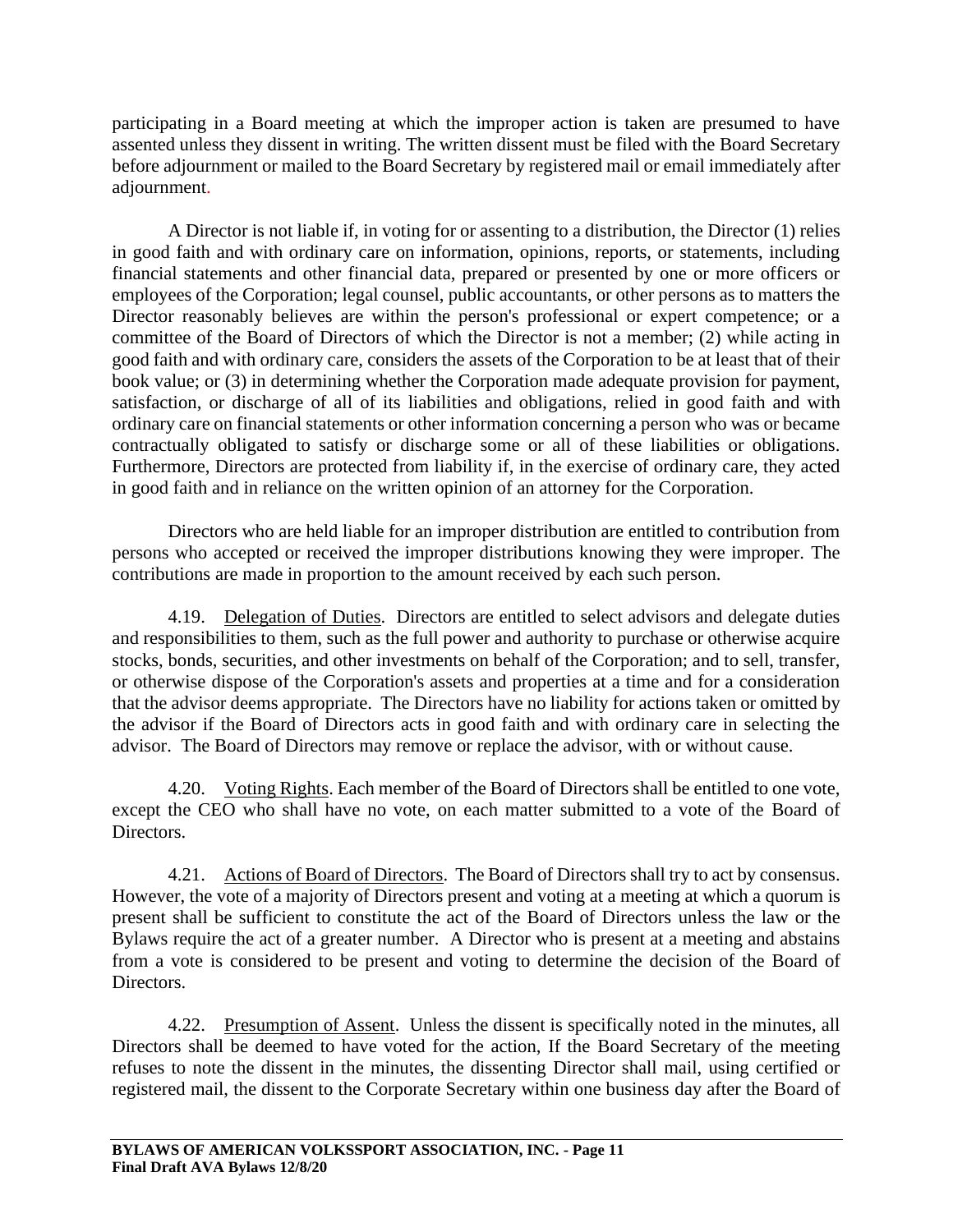participating in a Board meeting at which the improper action is taken are presumed to have assented unless they dissent in writing. The written dissent must be filed with the Board Secretary before adjournment or mailed to the Board Secretary by registered mail or email immediately after adjournment.

A Director is not liable if, in voting for or assenting to a distribution, the Director (1) relies in good faith and with ordinary care on information, opinions, reports, or statements, including financial statements and other financial data, prepared or presented by one or more officers or employees of the Corporation; legal counsel, public accountants, or other persons as to matters the Director reasonably believes are within the person's professional or expert competence; or a committee of the Board of Directors of which the Director is not a member; (2) while acting in good faith and with ordinary care, considers the assets of the Corporation to be at least that of their book value; or (3) in determining whether the Corporation made adequate provision for payment, satisfaction, or discharge of all of its liabilities and obligations, relied in good faith and with ordinary care on financial statements or other information concerning a person who was or became contractually obligated to satisfy or discharge some or all of these liabilities or obligations. Furthermore, Directors are protected from liability if, in the exercise of ordinary care, they acted in good faith and in reliance on the written opinion of an attorney for the Corporation.

Directors who are held liable for an improper distribution are entitled to contribution from persons who accepted or received the improper distributions knowing they were improper. The contributions are made in proportion to the amount received by each such person.

4.19. Delegation of Duties. Directors are entitled to select advisors and delegate duties and responsibilities to them, such as the full power and authority to purchase or otherwise acquire stocks, bonds, securities, and other investments on behalf of the Corporation; and to sell, transfer, or otherwise dispose of the Corporation's assets and properties at a time and for a consideration that the advisor deems appropriate. The Directors have no liability for actions taken or omitted by the advisor if the Board of Directors acts in good faith and with ordinary care in selecting the advisor. The Board of Directors may remove or replace the advisor, with or without cause.

4.20. Voting Rights. Each member of the Board of Directors shall be entitled to one vote, except the CEO who shall have no vote, on each matter submitted to a vote of the Board of Directors.

4.21. Actions of Board of Directors. The Board of Directors shall try to act by consensus. However, the vote of a majority of Directors present and voting at a meeting at which a quorum is present shall be sufficient to constitute the act of the Board of Directors unless the law or the Bylaws require the act of a greater number. A Director who is present at a meeting and abstains from a vote is considered to be present and voting to determine the decision of the Board of Directors.

4.22. Presumption of Assent. Unless the dissent is specifically noted in the minutes, all Directors shall be deemed to have voted for the action, If the Board Secretary of the meeting refuses to note the dissent in the minutes, the dissenting Director shall mail, using certified or registered mail, the dissent to the Corporate Secretary within one business day after the Board of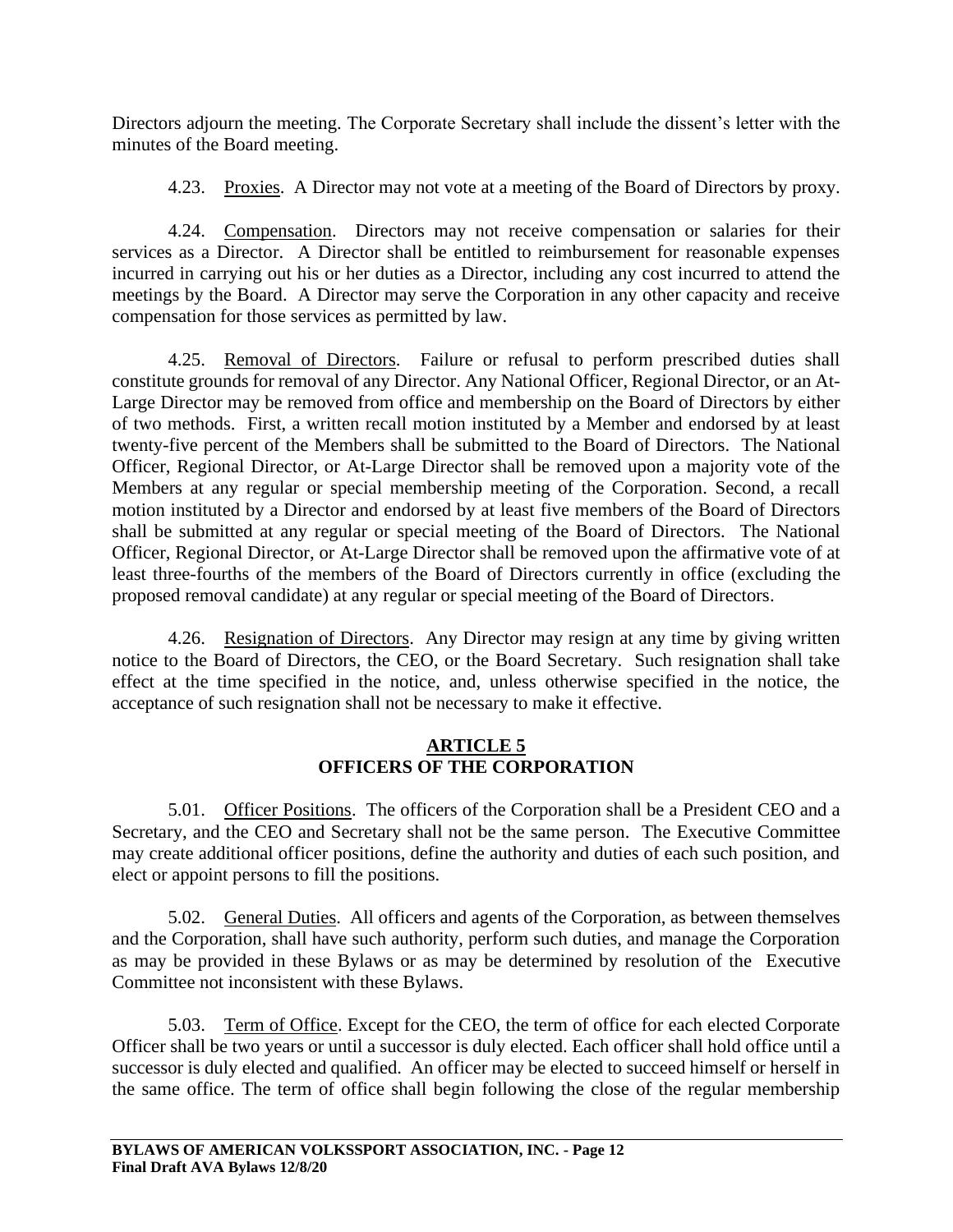Directors adjourn the meeting. The Corporate Secretary shall include the dissent's letter with the minutes of the Board meeting.

4.23. Proxies. A Director may not vote at a meeting of the Board of Directors by proxy.

4.24. Compensation. Directors may not receive compensation or salaries for their services as a Director. A Director shall be entitled to reimbursement for reasonable expenses incurred in carrying out his or her duties as a Director, including any cost incurred to attend the meetings by the Board. A Director may serve the Corporation in any other capacity and receive compensation for those services as permitted by law.

4.25. Removal of Directors. Failure or refusal to perform prescribed duties shall constitute grounds for removal of any Director. Any National Officer, Regional Director, or an At-Large Director may be removed from office and membership on the Board of Directors by either of two methods. First, a written recall motion instituted by a Member and endorsed by at least twenty-five percent of the Members shall be submitted to the Board of Directors. The National Officer, Regional Director, or At-Large Director shall be removed upon a majority vote of the Members at any regular or special membership meeting of the Corporation. Second, a recall motion instituted by a Director and endorsed by at least five members of the Board of Directors shall be submitted at any regular or special meeting of the Board of Directors. The National Officer, Regional Director, or At-Large Director shall be removed upon the affirmative vote of at least three-fourths of the members of the Board of Directors currently in office (excluding the proposed removal candidate) at any regular or special meeting of the Board of Directors.

4.26. Resignation of Directors. Any Director may resign at any time by giving written notice to the Board of Directors, the CEO, or the Board Secretary. Such resignation shall take effect at the time specified in the notice, and, unless otherwise specified in the notice, the acceptance of such resignation shall not be necessary to make it effective.

## ARTICLE 5
## OFFICERS OF THE CORPORATION

5.01. Officer Positions. The officers of the Corporation shall be a President CEO and a Secretary, and the CEO and Secretary shall not be the same person. The Executive Committee may create additional officer positions, define the authority and duties of each such position, and elect or appoint persons to fill the positions.

5.02. General Duties. All officers and agents of the Corporation, as between themselves and the Corporation, shall have such authority, perform such duties, and manage the Corporation as may be provided in these Bylaws or as may be determined by resolution of the Executive Committee not inconsistent with these Bylaws.

5.03. Term of Office. Except for the CEO, the term of office for each elected Corporate Officer shall be two years or until a successor is duly elected. Each officer shall hold office until a successor is duly elected and qualified. An officer may be elected to succeed himself or herself in the same office. The term of office shall begin following the close of the regular membership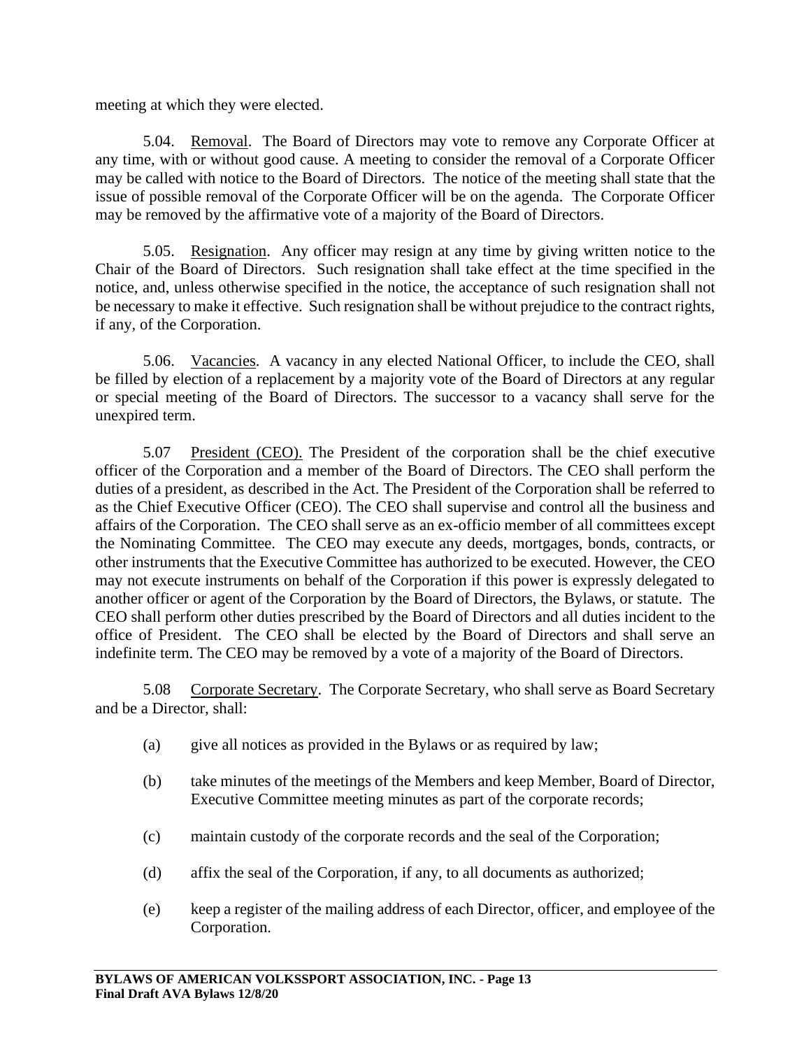meeting at which they were elected.

5.04. Removal. The Board of Directors may vote to remove any Corporate Officer at any time, with or without good cause. A meeting to consider the removal of a Corporate Officer may be called with notice to the Board of Directors. The notice of the meeting shall state that the issue of possible removal of the Corporate Officer will be on the agenda. The Corporate Officer may be removed by the affirmative vote of a majority of the Board of Directors.

5.05. Resignation. Any officer may resign at any time by giving written notice to the Chair of the Board of Directors. Such resignation shall take effect at the time specified in the notice, and, unless otherwise specified in the notice, the acceptance of such resignation shall not be necessary to make it effective. Such resignation shall be without prejudice to the contract rights, if any, of the Corporation.

5.06. Vacancies. A vacancy in any elected National Officer, to include the CEO, shall be filled by election of a replacement by a majority vote of the Board of Directors at any regular or special meeting of the Board of Directors. The successor to a vacancy shall serve for the unexpired term.

5.07 President (CEO). The President of the corporation shall be the chief executive officer of the Corporation and a member of the Board of Directors. The CEO shall perform the duties of a president, as described in the Act. The President of the Corporation shall be referred to as the Chief Executive Officer (CEO). The CEO shall supervise and control all the business and affairs of the Corporation. The CEO shall serve as an ex-officio member of all committees except the Nominating Committee. The CEO may execute any deeds, mortgages, bonds, contracts, or other instruments that the Executive Committee has authorized to be executed. However, the CEO may not execute instruments on behalf of the Corporation if this power is expressly delegated to another officer or agent of the Corporation by the Board of Directors, the Bylaws, or statute. The CEO shall perform other duties prescribed by the Board of Directors and all duties incident to the office of President. The CEO shall be elected by the Board of Directors and shall serve an indefinite term. The CEO may be removed by a vote of a majority of the Board of Directors.

5.08 Corporate Secretary. The Corporate Secretary, who shall serve as Board Secretary and be a Director, shall:

(a) give all notices as provided in the Bylaws or as required by law;

(b) take minutes of the meetings of the Members and keep Member, Board of Director, Executive Committee meeting minutes as part of the corporate records;

(c) maintain custody of the corporate records and the seal of the Corporation;

(d) affix the seal of the Corporation, if any, to all documents as authorized;

(e) keep a register of the mailing address of each Director, officer, and employee of the Corporation.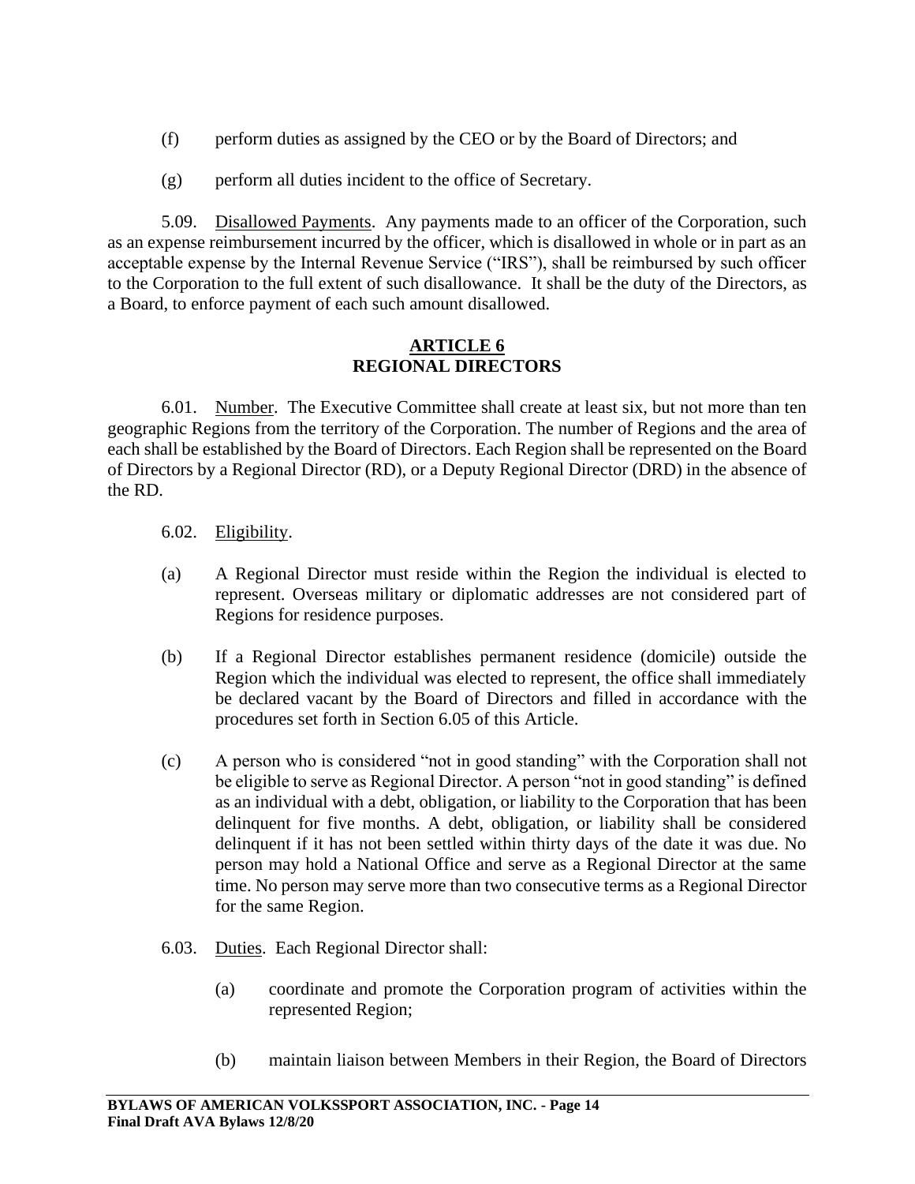(f) perform duties as assigned by the CEO or by the Board of Directors; and

(g) perform all duties incident to the office of Secretary.

5.09. Disallowed Payments. Any payments made to an officer of the Corporation, such as an expense reimbursement incurred by the officer, which is disallowed in whole or in part as an acceptable expense by the Internal Revenue Service ("IRS"), shall be reimbursed by such officer to the Corporation to the full extent of such disallowance. It shall be the duty of the Directors, as a Board, to enforce payment of each such amount disallowed.

## ARTICLE 6
## REGIONAL DIRECTORS

6.01. Number. The Executive Committee shall create at least six, but not more than ten geographic Regions from the territory of the Corporation. The number of Regions and the area of each shall be established by the Board of Directors. Each Region shall be represented on the Board of Directors by a Regional Director (RD), or a Deputy Regional Director (DRD) in the absence of the RD.

6.02. Eligibility.

(a) A Regional Director must reside within the Region the individual is elected to represent. Overseas military or diplomatic addresses are not considered part of Regions for residence purposes.

(b) If a Regional Director establishes permanent residence (domicile) outside the Region which the individual was elected to represent, the office shall immediately be declared vacant by the Board of Directors and filled in accordance with the procedures set forth in Section 6.05 of this Article.

(c) A person who is considered "not in good standing" with the Corporation shall not be eligible to serve as Regional Director. A person "not in good standing" is defined as an individual with a debt, obligation, or liability to the Corporation that has been delinquent for five months. A debt, obligation, or liability shall be considered delinquent if it has not been settled within thirty days of the date it was due. No person may hold a National Office and serve as a Regional Director at the same time. No person may serve more than two consecutive terms as a Regional Director for the same Region.

6.03. Duties. Each Regional Director shall:

(a) coordinate and promote the Corporation program of activities within the represented Region;

(b) maintain liaison between Members in their Region, the Board of Directors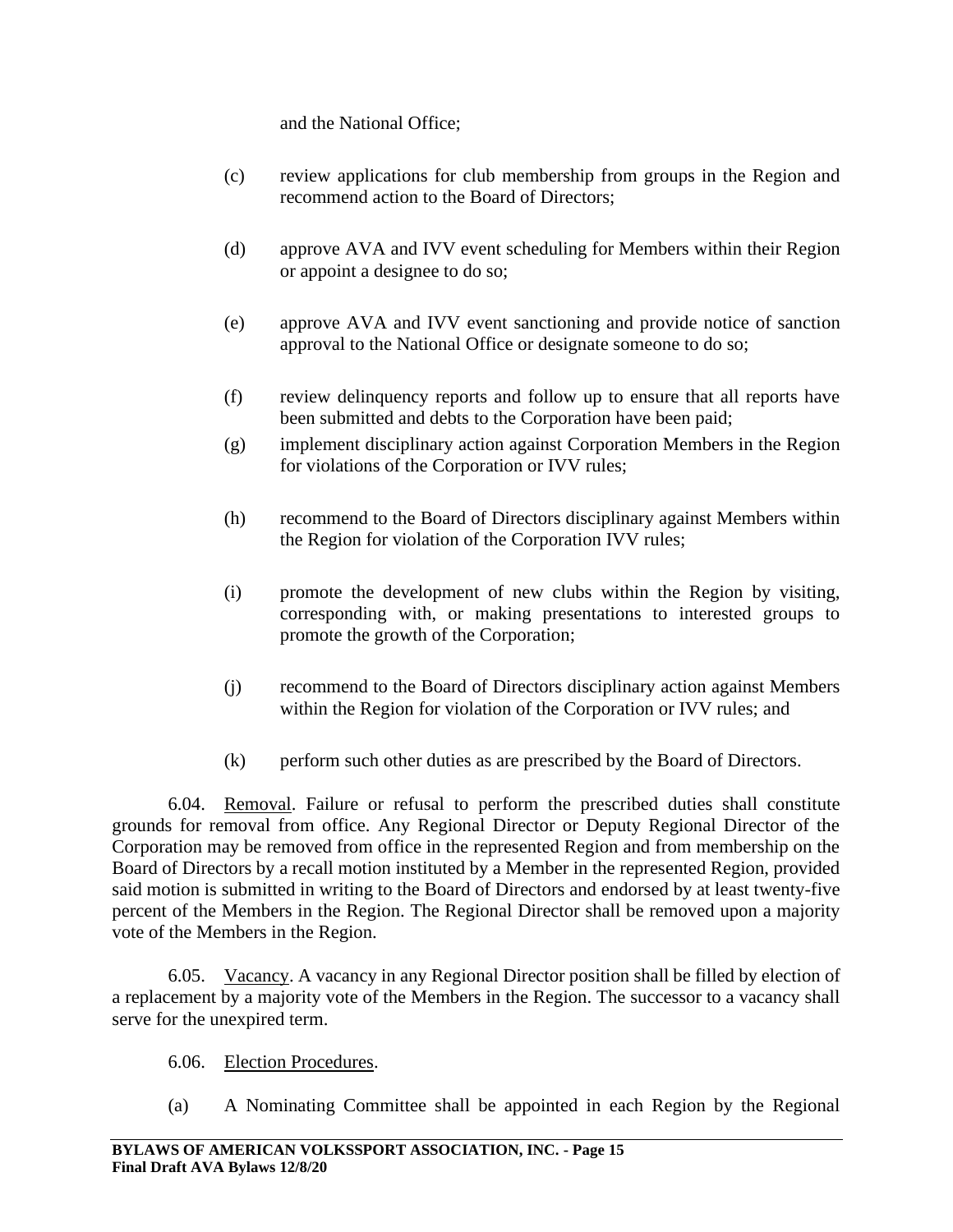and the National Office;

(c) review applications for club membership from groups in the Region and recommend action to the Board of Directors;

(d) approve AVA and IVV event scheduling for Members within their Region or appoint a designee to do so;

(e) approve AVA and IVV event sanctioning and provide notice of sanction approval to the National Office or designate someone to do so;

(f) review delinquency reports and follow up to ensure that all reports have been submitted and debts to the Corporation have been paid;

(g) implement disciplinary action against Corporation Members in the Region for violations of the Corporation or IVV rules;

(h) recommend to the Board of Directors disciplinary against Members within the Region for violation of the Corporation IVV rules;

(i) promote the development of new clubs within the Region by visiting, corresponding with, or making presentations to interested groups to promote the growth of the Corporation;

(j) recommend to the Board of Directors disciplinary action against Members within the Region for violation of the Corporation or IVV rules; and

(k) perform such other duties as are prescribed by the Board of Directors.

6.04. Removal. Failure or refusal to perform the prescribed duties shall constitute grounds for removal from office. Any Regional Director or Deputy Regional Director of the Corporation may be removed from office in the represented Region and from membership on the Board of Directors by a recall motion instituted by a Member in the represented Region, provided said motion is submitted in writing to the Board of Directors and endorsed by at least twenty-five percent of the Members in the Region. The Regional Director shall be removed upon a majority vote of the Members in the Region.

6.05. Vacancy. A vacancy in any Regional Director position shall be filled by election of a replacement by a majority vote of the Members in the Region. The successor to a vacancy shall serve for the unexpired term.

6.06. Election Procedures.

(a) A Nominating Committee shall be appointed in each Region by the Regional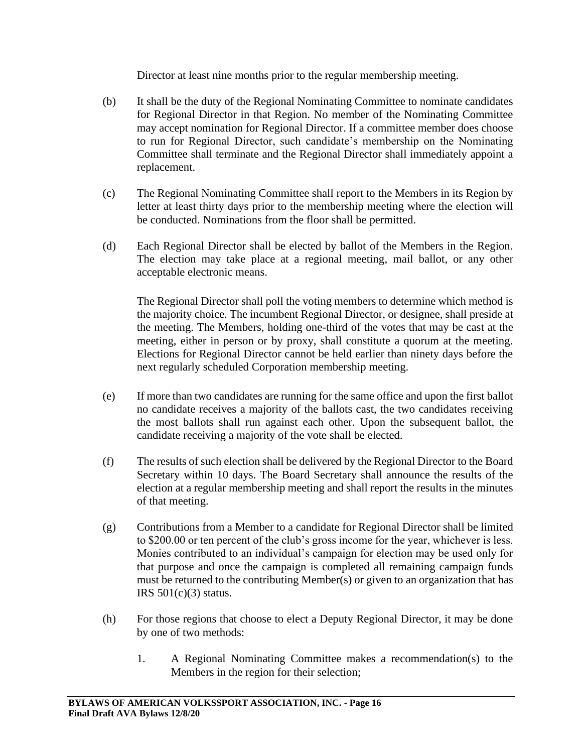Director at least nine months prior to the regular membership meeting.

(b) It shall be the duty of the Regional Nominating Committee to nominate candidates for Regional Director in that Region. No member of the Nominating Committee may accept nomination for Regional Director. If a committee member does choose to run for Regional Director, such candidate's membership on the Nominating Committee shall terminate and the Regional Director shall immediately appoint a replacement.

(c) The Regional Nominating Committee shall report to the Members in its Region by letter at least thirty days prior to the membership meeting where the election will be conducted. Nominations from the floor shall be permitted.

(d) Each Regional Director shall be elected by ballot of the Members in the Region. The election may take place at a regional meeting, mail ballot, or any other acceptable electronic means.

The Regional Director shall poll the voting members to determine which method is the majority choice. The incumbent Regional Director, or designee, shall preside at the meeting. The Members, holding one-third of the votes that may be cast at the meeting, either in person or by proxy, shall constitute a quorum at the meeting. Elections for Regional Director cannot be held earlier than ninety days before the next regularly scheduled Corporation membership meeting.

(e) If more than two candidates are running for the same office and upon the first ballot no candidate receives a majority of the ballots cast, the two candidates receiving the most ballots shall run against each other. Upon the subsequent ballot, the candidate receiving a majority of the vote shall be elected.

(f) The results of such election shall be delivered by the Regional Director to the Board Secretary within 10 days. The Board Secretary shall announce the results of the election at a regular membership meeting and shall report the results in the minutes of that meeting.

(g) Contributions from a Member to a candidate for Regional Director shall be limited to $200.00 or ten percent of the club's gross income for the year, whichever is less. Monies contributed to an individual's campaign for election may be used only for that purpose and once the campaign is completed all remaining campaign funds must be returned to the contributing Member(s) or given to an organization that has IRS 501(c)(3) status.

(h) For those regions that choose to elect a Deputy Regional Director, it may be done by one of two methods:

1. A Regional Nominating Committee makes a recommendation(s) to the Members in the region for their selection;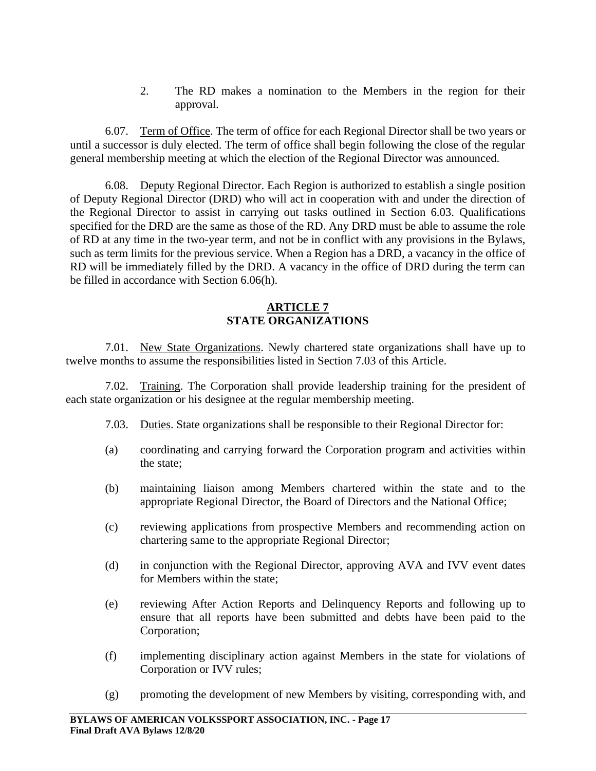2. The RD makes a nomination to the Members in the region for their approval.

6.07. Term of Office. The term of office for each Regional Director shall be two years or until a successor is duly elected. The term of office shall begin following the close of the regular general membership meeting at which the election of the Regional Director was announced.

6.08. Deputy Regional Director. Each Region is authorized to establish a single position of Deputy Regional Director (DRD) who will act in cooperation with and under the direction of the Regional Director to assist in carrying out tasks outlined in Section 6.03. Qualifications specified for the DRD are the same as those of the RD. Any DRD must be able to assume the role of RD at any time in the two-year term, and not be in conflict with any provisions in the Bylaws, such as term limits for the previous service. When a Region has a DRD, a vacancy in the office of RD will be immediately filled by the DRD. A vacancy in the office of DRD during the term can be filled in accordance with Section 6.06(h).

## ARTICLE 7
## STATE ORGANIZATIONS

7.01. New State Organizations. Newly chartered state organizations shall have up to twelve months to assume the responsibilities listed in Section 7.03 of this Article.

7.02. Training. The Corporation shall provide leadership training for the president of each state organization or his designee at the regular membership meeting.

7.03. Duties. State organizations shall be responsible to their Regional Director for:

(a) coordinating and carrying forward the Corporation program and activities within the state;

(b) maintaining liaison among Members chartered within the state and to the appropriate Regional Director, the Board of Directors and the National Office;

(c) reviewing applications from prospective Members and recommending action on chartering same to the appropriate Regional Director;

(d) in conjunction with the Regional Director, approving AVA and IVV event dates for Members within the state;

(e) reviewing After Action Reports and Delinquency Reports and following up to ensure that all reports have been submitted and debts have been paid to the Corporation;

(f) implementing disciplinary action against Members in the state for violations of Corporation or IVV rules;

(g) promoting the development of new Members by visiting, corresponding with, and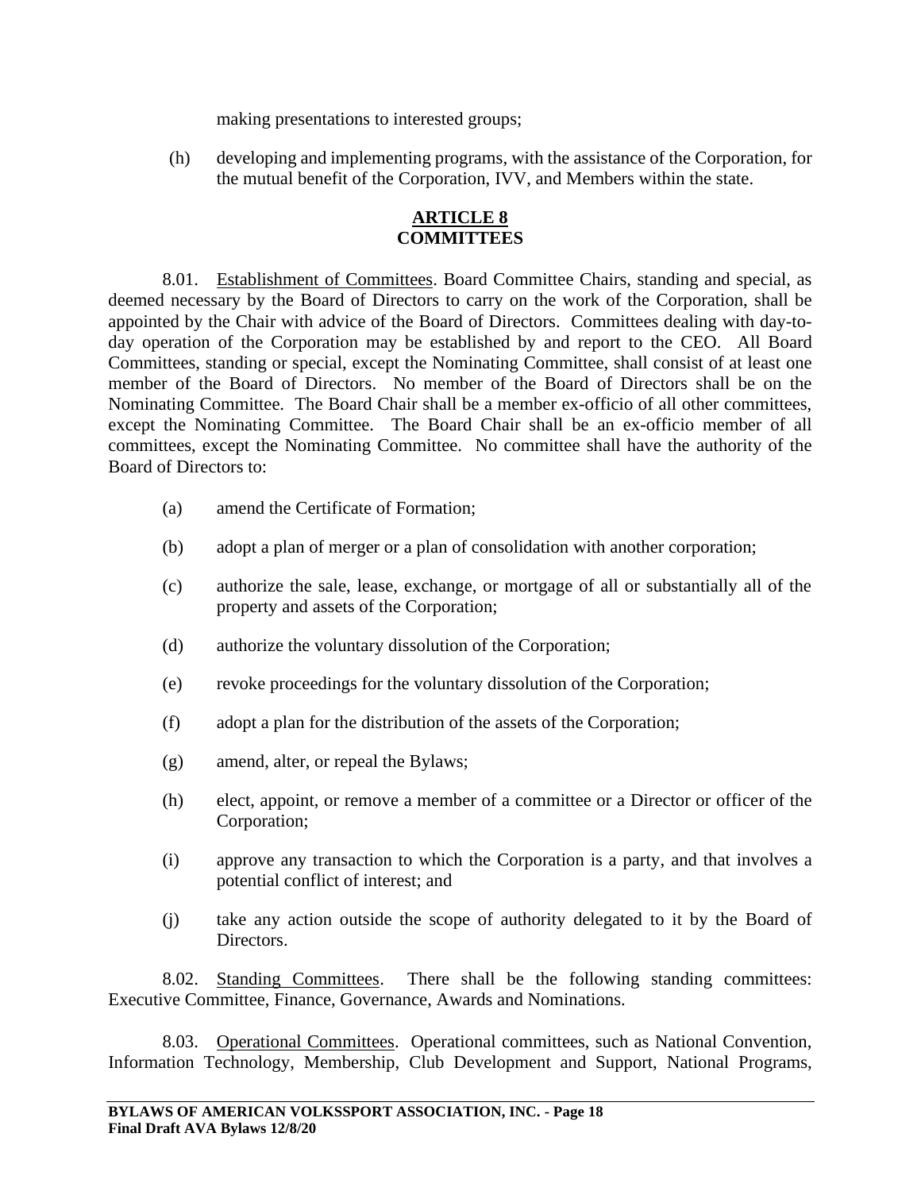making presentations to interested groups;

(h) developing and implementing programs, with the assistance of the Corporation, for the mutual benefit of the Corporation, IVV, and Members within the state.

## ARTICLE 8
## COMMITTEES

8.01. Establishment of Committees. Board Committee Chairs, standing and special, as deemed necessary by the Board of Directors to carry on the work of the Corporation, shall be appointed by the Chair with advice of the Board of Directors. Committees dealing with day-to-day operation of the Corporation may be established by and report to the CEO. All Board Committees, standing or special, except the Nominating Committee, shall consist of at least one member of the Board of Directors. No member of the Board of Directors shall be on the Nominating Committee. The Board Chair shall be a member ex-officio of all other committees, except the Nominating Committee. The Board Chair shall be an ex-officio member of all committees, except the Nominating Committee. No committee shall have the authority of the Board of Directors to:

(a) amend the Certificate of Formation;

(b) adopt a plan of merger or a plan of consolidation with another corporation;

(c) authorize the sale, lease, exchange, or mortgage of all or substantially all of the property and assets of the Corporation;

(d) authorize the voluntary dissolution of the Corporation;

(e) revoke proceedings for the voluntary dissolution of the Corporation;

(f) adopt a plan for the distribution of the assets of the Corporation;

(g) amend, alter, or repeal the Bylaws;

(h) elect, appoint, or remove a member of a committee or a Director or officer of the Corporation;

(i) approve any transaction to which the Corporation is a party, and that involves a potential conflict of interest; and

(j) take any action outside the scope of authority delegated to it by the Board of Directors.

8.02. Standing Committees. There shall be the following standing committees: Executive Committee, Finance, Governance, Awards and Nominations.

8.03. Operational Committees. Operational committees, such as National Convention, Information Technology, Membership, Club Development and Support, National Programs,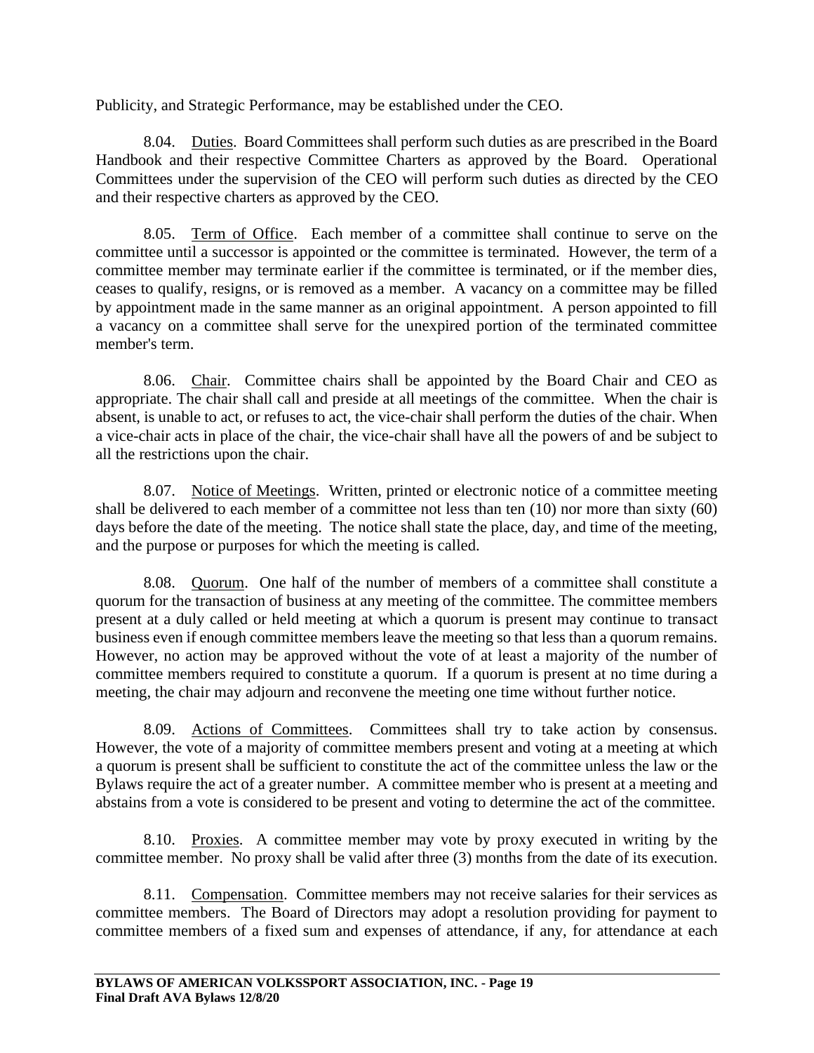Publicity, and Strategic Performance, may be established under the CEO.

8.04. Duties. Board Committees shall perform such duties as are prescribed in the Board Handbook and their respective Committee Charters as approved by the Board. Operational Committees under the supervision of the CEO will perform such duties as directed by the CEO and their respective charters as approved by the CEO.

8.05. Term of Office. Each member of a committee shall continue to serve on the committee until a successor is appointed or the committee is terminated. However, the term of a committee member may terminate earlier if the committee is terminated, or if the member dies, ceases to qualify, resigns, or is removed as a member. A vacancy on a committee may be filled by appointment made in the same manner as an original appointment. A person appointed to fill a vacancy on a committee shall serve for the unexpired portion of the terminated committee member's term.

8.06. Chair. Committee chairs shall be appointed by the Board Chair and CEO as appropriate. The chair shall call and preside at all meetings of the committee. When the chair is absent, is unable to act, or refuses to act, the vice-chair shall perform the duties of the chair. When a vice-chair acts in place of the chair, the vice-chair shall have all the powers of and be subject to all the restrictions upon the chair.

8.07. Notice of Meetings. Written, printed or electronic notice of a committee meeting shall be delivered to each member of a committee not less than ten (10) nor more than sixty (60) days before the date of the meeting. The notice shall state the place, day, and time of the meeting, and the purpose or purposes for which the meeting is called.

8.08. Quorum. One half of the number of members of a committee shall constitute a quorum for the transaction of business at any meeting of the committee. The committee members present at a duly called or held meeting at which a quorum is present may continue to transact business even if enough committee members leave the meeting so that less than a quorum remains. However, no action may be approved without the vote of at least a majority of the number of committee members required to constitute a quorum. If a quorum is present at no time during a meeting, the chair may adjourn and reconvene the meeting one time without further notice.

8.09. Actions of Committees. Committees shall try to take action by consensus. However, the vote of a majority of committee members present and voting at a meeting at which a quorum is present shall be sufficient to constitute the act of the committee unless the law or the Bylaws require the act of a greater number. A committee member who is present at a meeting and abstains from a vote is considered to be present and voting to determine the act of the committee.

8.10. Proxies. A committee member may vote by proxy executed in writing by the committee member. No proxy shall be valid after three (3) months from the date of its execution.

8.11. Compensation. Committee members may not receive salaries for their services as committee members. The Board of Directors may adopt a resolution providing for payment to committee members of a fixed sum and expenses of attendance, if any, for attendance at each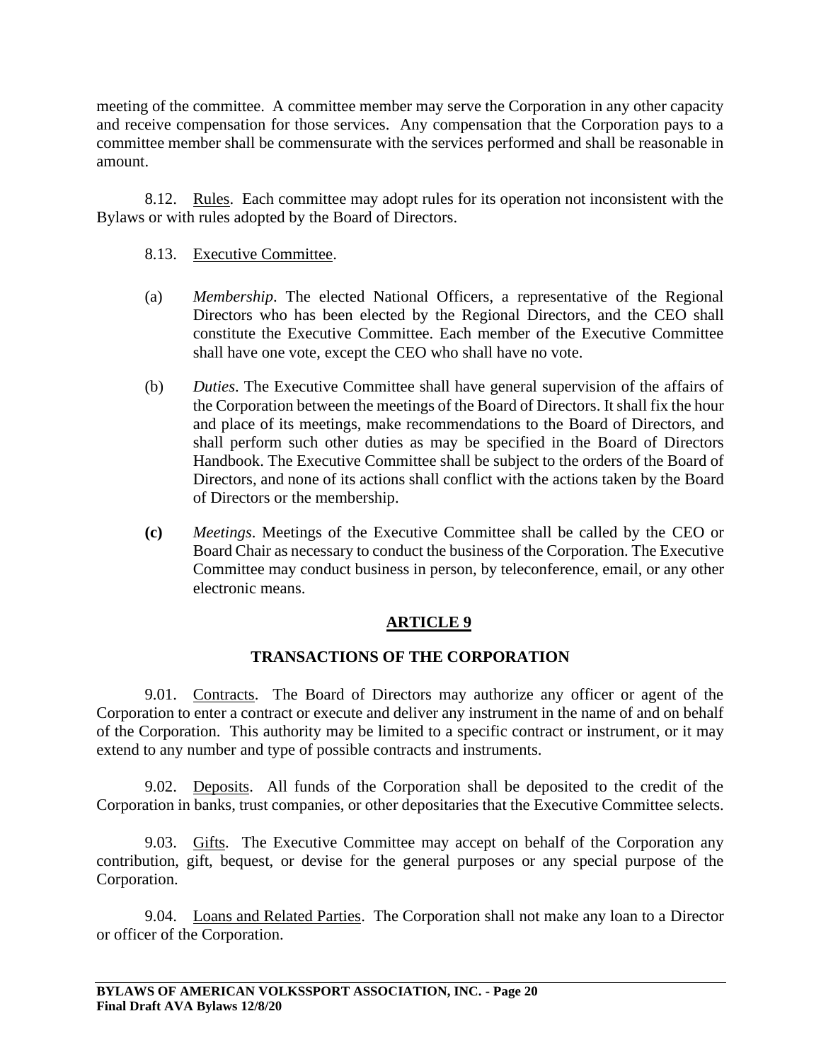meeting of the committee. A committee member may serve the Corporation in any other capacity and receive compensation for those services. Any compensation that the Corporation pays to a committee member shall be commensurate with the services performed and shall be reasonable in amount.

8.12. Rules. Each committee may adopt rules for its operation not inconsistent with the Bylaws or with rules adopted by the Board of Directors.

8.13. Executive Committee.

(a) *Membership*. The elected National Officers, a representative of the Regional Directors who has been elected by the Regional Directors, and the CEO shall constitute the Executive Committee. Each member of the Executive Committee shall have one vote, except the CEO who shall have no vote.

(b) *Duties*. The Executive Committee shall have general supervision of the affairs of the Corporation between the meetings of the Board of Directors. It shall fix the hour and place of its meetings, make recommendations to the Board of Directors, and shall perform such other duties as may be specified in the Board of Directors Handbook. The Executive Committee shall be subject to the orders of the Board of Directors, and none of its actions shall conflict with the actions taken by the Board of Directors or the membership.

**(c)** *Meetings*. Meetings of the Executive Committee shall be called by the CEO or Board Chair as necessary to conduct the business of the Corporation. The Executive Committee may conduct business in person, by teleconference, email, or any other electronic means.

## ARTICLE 9

## TRANSACTIONS OF THE CORPORATION

9.01. Contracts. The Board of Directors may authorize any officer or agent of the Corporation to enter a contract or execute and deliver any instrument in the name of and on behalf of the Corporation. This authority may be limited to a specific contract or instrument, or it may extend to any number and type of possible contracts and instruments.

9.02. Deposits. All funds of the Corporation shall be deposited to the credit of the Corporation in banks, trust companies, or other depositaries that the Executive Committee selects.

9.03. Gifts. The Executive Committee may accept on behalf of the Corporation any contribution, gift, bequest, or devise for the general purposes or any special purpose of the Corporation.

9.04. Loans and Related Parties. The Corporation shall not make any loan to a Director or officer of the Corporation.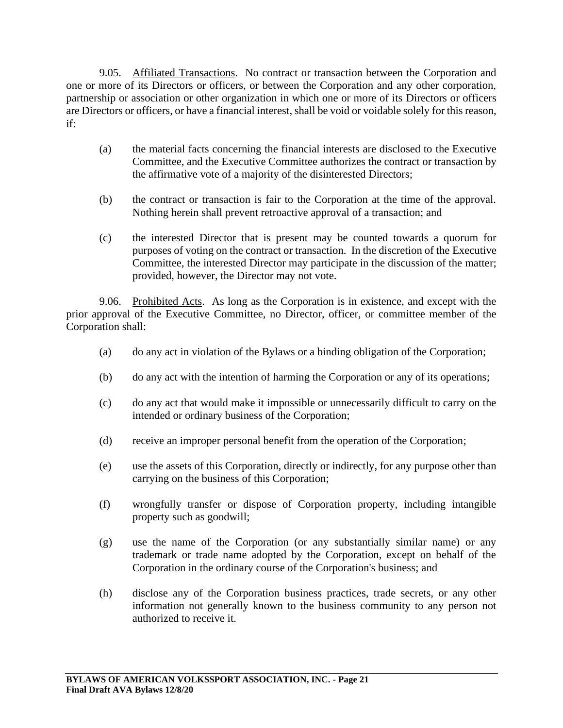9.05. Affiliated Transactions. No contract or transaction between the Corporation and one or more of its Directors or officers, or between the Corporation and any other corporation, partnership or association or other organization in which one or more of its Directors or officers are Directors or officers, or have a financial interest, shall be void or voidable solely for this reason, if:

(a) the material facts concerning the financial interests are disclosed to the Executive Committee, and the Executive Committee authorizes the contract or transaction by the affirmative vote of a majority of the disinterested Directors;

(b) the contract or transaction is fair to the Corporation at the time of the approval. Nothing herein shall prevent retroactive approval of a transaction; and

(c) the interested Director that is present may be counted towards a quorum for purposes of voting on the contract or transaction. In the discretion of the Executive Committee, the interested Director may participate in the discussion of the matter; provided, however, the Director may not vote.

9.06. Prohibited Acts. As long as the Corporation is in existence, and except with the prior approval of the Executive Committee, no Director, officer, or committee member of the Corporation shall:

(a) do any act in violation of the Bylaws or a binding obligation of the Corporation;

(b) do any act with the intention of harming the Corporation or any of its operations;

(c) do any act that would make it impossible or unnecessarily difficult to carry on the intended or ordinary business of the Corporation;

(d) receive an improper personal benefit from the operation of the Corporation;

(e) use the assets of this Corporation, directly or indirectly, for any purpose other than carrying on the business of this Corporation;

(f) wrongfully transfer or dispose of Corporation property, including intangible property such as goodwill;

(g) use the name of the Corporation (or any substantially similar name) or any trademark or trade name adopted by the Corporation, except on behalf of the Corporation in the ordinary course of the Corporation's business; and

(h) disclose any of the Corporation business practices, trade secrets, or any other information not generally known to the business community to any person not authorized to receive it.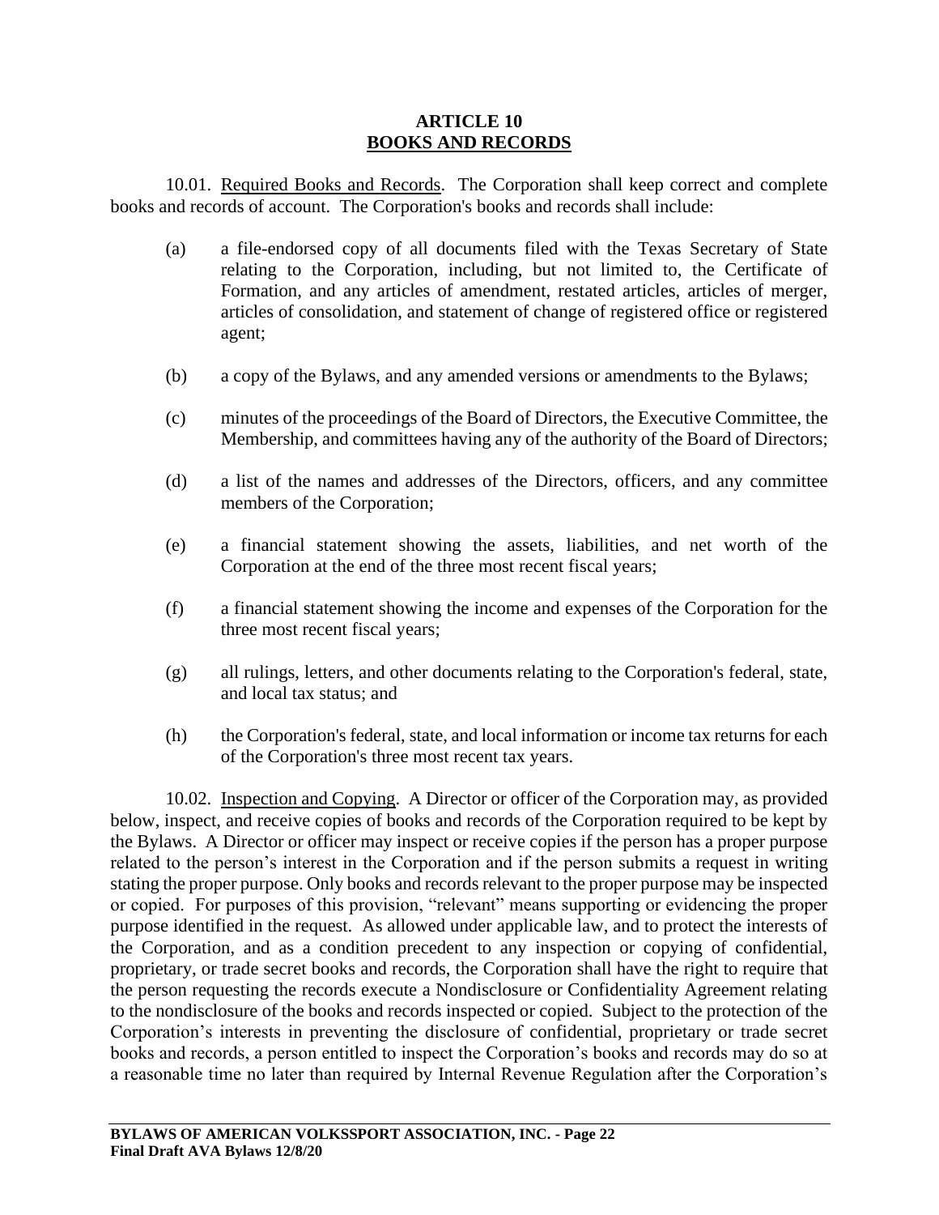# ARTICLE 10
## BOOKS AND RECORDS

10.01. Required Books and Records. The Corporation shall keep correct and complete books and records of account. The Corporation's books and records shall include:

(a) a file-endorsed copy of all documents filed with the Texas Secretary of State relating to the Corporation, including, but not limited to, the Certificate of Formation, and any articles of amendment, restated articles, articles of merger, articles of consolidation, and statement of change of registered office or registered agent;

(b) a copy of the Bylaws, and any amended versions or amendments to the Bylaws;

(c) minutes of the proceedings of the Board of Directors, the Executive Committee, the Membership, and committees having any of the authority of the Board of Directors;

(d) a list of the names and addresses of the Directors, officers, and any committee members of the Corporation;

(e) a financial statement showing the assets, liabilities, and net worth of the Corporation at the end of the three most recent fiscal years;

(f) a financial statement showing the income and expenses of the Corporation for the three most recent fiscal years;

(g) all rulings, letters, and other documents relating to the Corporation's federal, state, and local tax status; and

(h) the Corporation's federal, state, and local information or income tax returns for each of the Corporation's three most recent tax years.

10.02. Inspection and Copying. A Director or officer of the Corporation may, as provided below, inspect, and receive copies of books and records of the Corporation required to be kept by the Bylaws. A Director or officer may inspect or receive copies if the person has a proper purpose related to the person's interest in the Corporation and if the person submits a request in writing stating the proper purpose. Only books and records relevant to the proper purpose may be inspected or copied. For purposes of this provision, "relevant" means supporting or evidencing the proper purpose identified in the request. As allowed under applicable law, and to protect the interests of the Corporation, and as a condition precedent to any inspection or copying of confidential, proprietary, or trade secret books and records, the Corporation shall have the right to require that the person requesting the records execute a Nondisclosure or Confidentiality Agreement relating to the nondisclosure of the books and records inspected or copied. Subject to the protection of the Corporation's interests in preventing the disclosure of confidential, proprietary or trade secret books and records, a person entitled to inspect the Corporation's books and records may do so at a reasonable time no later than required by Internal Revenue Regulation after the Corporation's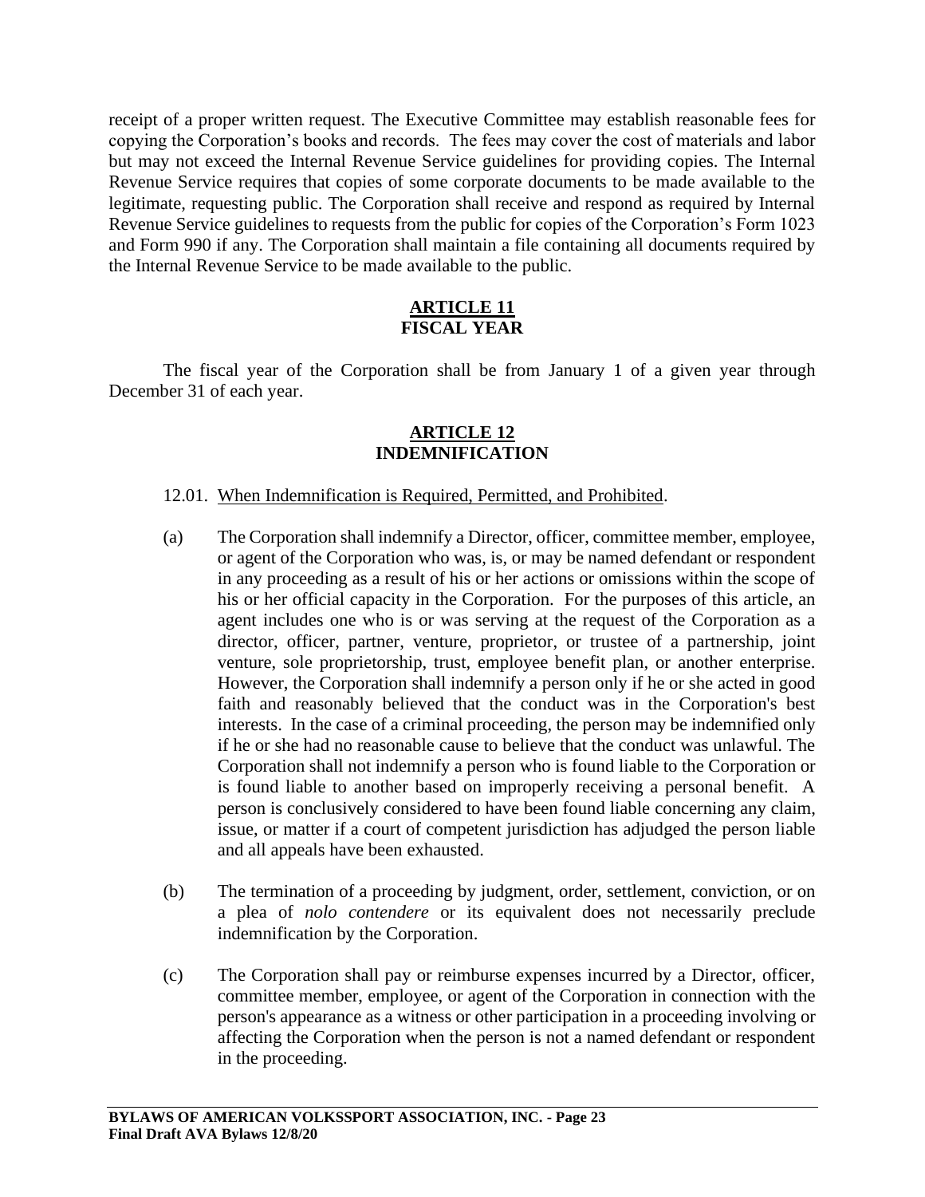receipt of a proper written request. The Executive Committee may establish reasonable fees for copying the Corporation's books and records. The fees may cover the cost of materials and labor but may not exceed the Internal Revenue Service guidelines for providing copies. The Internal Revenue Service requires that copies of some corporate documents to be made available to the legitimate, requesting public. The Corporation shall receive and respond as required by Internal Revenue Service guidelines to requests from the public for copies of the Corporation's Form 1023 and Form 990 if any. The Corporation shall maintain a file containing all documents required by the Internal Revenue Service to be made available to the public.

## ARTICLE 11
## FISCAL YEAR

The fiscal year of the Corporation shall be from January 1 of a given year through December 31 of each year.

## ARTICLE 12
## INDEMNIFICATION

12.01. When Indemnification is Required, Permitted, and Prohibited.

(a) The Corporation shall indemnify a Director, officer, committee member, employee, or agent of the Corporation who was, is, or may be named defendant or respondent in any proceeding as a result of his or her actions or omissions within the scope of his or her official capacity in the Corporation. For the purposes of this article, an agent includes one who is or was serving at the request of the Corporation as a director, officer, partner, venture, proprietor, or trustee of a partnership, joint venture, sole proprietorship, trust, employee benefit plan, or another enterprise. However, the Corporation shall indemnify a person only if he or she acted in good faith and reasonably believed that the conduct was in the Corporation's best interests. In the case of a criminal proceeding, the person may be indemnified only if he or she had no reasonable cause to believe that the conduct was unlawful. The Corporation shall not indemnify a person who is found liable to the Corporation or is found liable to another based on improperly receiving a personal benefit. A person is conclusively considered to have been found liable concerning any claim, issue, or matter if a court of competent jurisdiction has adjudged the person liable and all appeals have been exhausted.

(b) The termination of a proceeding by judgment, order, settlement, conviction, or on a plea of *nolo contendere* or its equivalent does not necessarily preclude indemnification by the Corporation.

(c) The Corporation shall pay or reimburse expenses incurred by a Director, officer, committee member, employee, or agent of the Corporation in connection with the person's appearance as a witness or other participation in a proceeding involving or affecting the Corporation when the person is not a named defendant or respondent in the proceeding.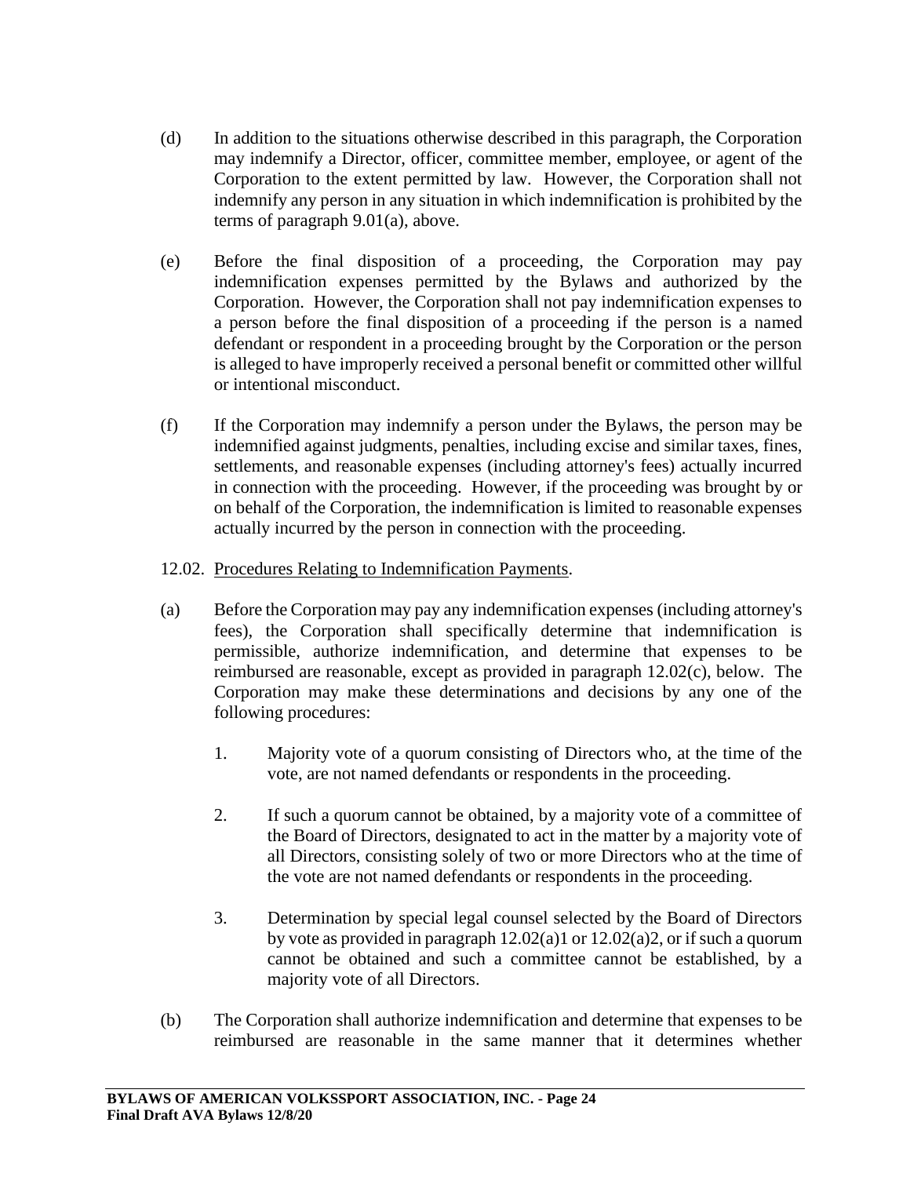(d) In addition to the situations otherwise described in this paragraph, the Corporation may indemnify a Director, officer, committee member, employee, or agent of the Corporation to the extent permitted by law. However, the Corporation shall not indemnify any person in any situation in which indemnification is prohibited by the terms of paragraph 9.01(a), above.

(e) Before the final disposition of a proceeding, the Corporation may pay indemnification expenses permitted by the Bylaws and authorized by the Corporation. However, the Corporation shall not pay indemnification expenses to a person before the final disposition of a proceeding if the person is a named defendant or respondent in a proceeding brought by the Corporation or the person is alleged to have improperly received a personal benefit or committed other willful or intentional misconduct.

(f) If the Corporation may indemnify a person under the Bylaws, the person may be indemnified against judgments, penalties, including excise and similar taxes, fines, settlements, and reasonable expenses (including attorney's fees) actually incurred in connection with the proceeding. However, if the proceeding was brought by or on behalf of the Corporation, the indemnification is limited to reasonable expenses actually incurred by the person in connection with the proceeding.

12.02. Procedures Relating to Indemnification Payments.

(a) Before the Corporation may pay any indemnification expenses (including attorney's fees), the Corporation shall specifically determine that indemnification is permissible, authorize indemnification, and determine that expenses to be reimbursed are reasonable, except as provided in paragraph 12.02(c), below. The Corporation may make these determinations and decisions by any one of the following procedures:

1. Majority vote of a quorum consisting of Directors who, at the time of the vote, are not named defendants or respondents in the proceeding.

2. If such a quorum cannot be obtained, by a majority vote of a committee of the Board of Directors, designated to act in the matter by a majority vote of all Directors, consisting solely of two or more Directors who at the time of the vote are not named defendants or respondents in the proceeding.

3. Determination by special legal counsel selected by the Board of Directors by vote as provided in paragraph 12.02(a)1 or 12.02(a)2, or if such a quorum cannot be obtained and such a committee cannot be established, by a majority vote of all Directors.

(b) The Corporation shall authorize indemnification and determine that expenses to be reimbursed are reasonable in the same manner that it determines whether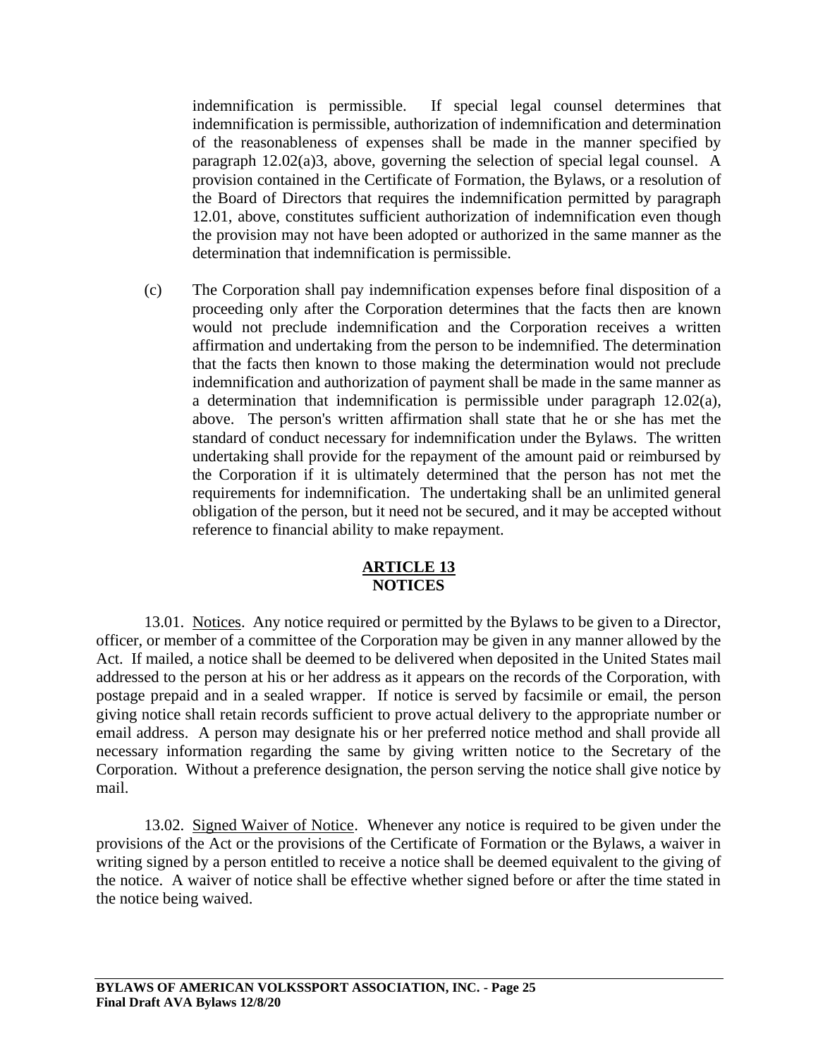indemnification is permissible. If special legal counsel determines that indemnification is permissible, authorization of indemnification and determination of the reasonableness of expenses shall be made in the manner specified by paragraph 12.02(a)3, above, governing the selection of special legal counsel. A provision contained in the Certificate of Formation, the Bylaws, or a resolution of the Board of Directors that requires the indemnification permitted by paragraph 12.01, above, constitutes sufficient authorization of indemnification even though the provision may not have been adopted or authorized in the same manner as the determination that indemnification is permissible.

(c) The Corporation shall pay indemnification expenses before final disposition of a proceeding only after the Corporation determines that the facts then are known would not preclude indemnification and the Corporation receives a written affirmation and undertaking from the person to be indemnified. The determination that the facts then known to those making the determination would not preclude indemnification and authorization of payment shall be made in the same manner as a determination that indemnification is permissible under paragraph 12.02(a), above. The person's written affirmation shall state that he or she has met the standard of conduct necessary for indemnification under the Bylaws. The written undertaking shall provide for the repayment of the amount paid or reimbursed by the Corporation if it is ultimately determined that the person has not met the requirements for indemnification. The undertaking shall be an unlimited general obligation of the person, but it need not be secured, and it may be accepted without reference to financial ability to make repayment.

## ARTICLE 13
## NOTICES

13.01. Notices. Any notice required or permitted by the Bylaws to be given to a Director, officer, or member of a committee of the Corporation may be given in any manner allowed by the Act. If mailed, a notice shall be deemed to be delivered when deposited in the United States mail addressed to the person at his or her address as it appears on the records of the Corporation, with postage prepaid and in a sealed wrapper. If notice is served by facsimile or email, the person giving notice shall retain records sufficient to prove actual delivery to the appropriate number or email address. A person may designate his or her preferred notice method and shall provide all necessary information regarding the same by giving written notice to the Secretary of the Corporation. Without a preference designation, the person serving the notice shall give notice by mail.

13.02. Signed Waiver of Notice. Whenever any notice is required to be given under the provisions of the Act or the provisions of the Certificate of Formation or the Bylaws, a waiver in writing signed by a person entitled to receive a notice shall be deemed equivalent to the giving of the notice. A waiver of notice shall be effective whether signed before or after the time stated in the notice being waived.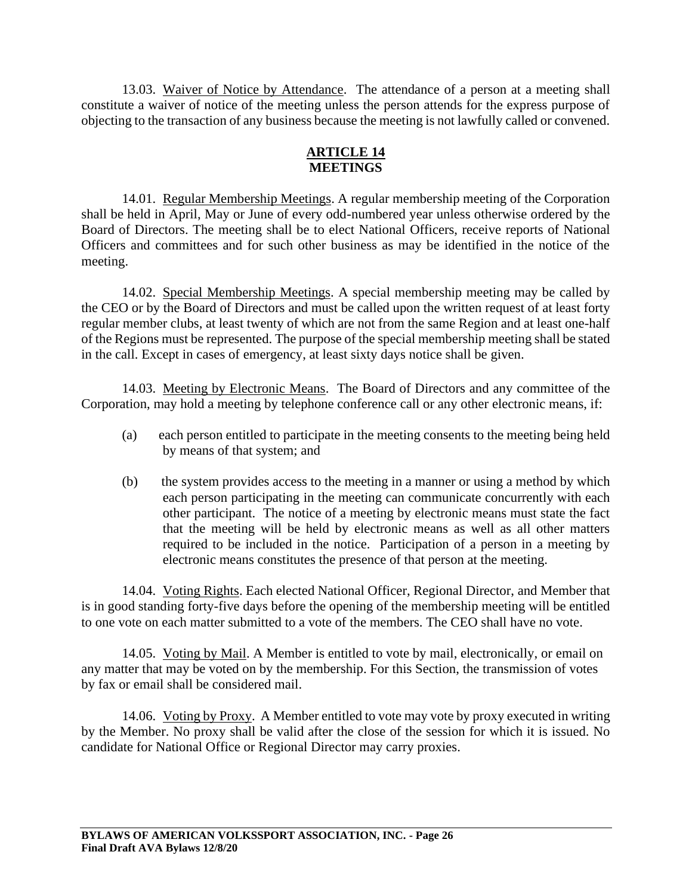13.03. Waiver of Notice by Attendance. The attendance of a person at a meeting shall constitute a waiver of notice of the meeting unless the person attends for the express purpose of objecting to the transaction of any business because the meeting is not lawfully called or convened.

## ARTICLE 14
## MEETINGS

14.01. Regular Membership Meetings. A regular membership meeting of the Corporation shall be held in April, May or June of every odd-numbered year unless otherwise ordered by the Board of Directors. The meeting shall be to elect National Officers, receive reports of National Officers and committees and for such other business as may be identified in the notice of the meeting.

14.02. Special Membership Meetings. A special membership meeting may be called by the CEO or by the Board of Directors and must be called upon the written request of at least forty regular member clubs, at least twenty of which are not from the same Region and at least one-half of the Regions must be represented. The purpose of the special membership meeting shall be stated in the call. Except in cases of emergency, at least sixty days notice shall be given.

14.03. Meeting by Electronic Means. The Board of Directors and any committee of the Corporation, may hold a meeting by telephone conference call or any other electronic means, if:

(a) each person entitled to participate in the meeting consents to the meeting being held by means of that system; and

(b) the system provides access to the meeting in a manner or using a method by which each person participating in the meeting can communicate concurrently with each other participant. The notice of a meeting by electronic means must state the fact that the meeting will be held by electronic means as well as all other matters required to be included in the notice. Participation of a person in a meeting by electronic means constitutes the presence of that person at the meeting.

14.04. Voting Rights. Each elected National Officer, Regional Director, and Member that is in good standing forty-five days before the opening of the membership meeting will be entitled to one vote on each matter submitted to a vote of the members. The CEO shall have no vote.

14.05. Voting by Mail. A Member is entitled to vote by mail, electronically, or email on any matter that may be voted on by the membership. For this Section, the transmission of votes by fax or email shall be considered mail.

14.06. Voting by Proxy. A Member entitled to vote may vote by proxy executed in writing by the Member. No proxy shall be valid after the close of the session for which it is issued. No candidate for National Office or Regional Director may carry proxies.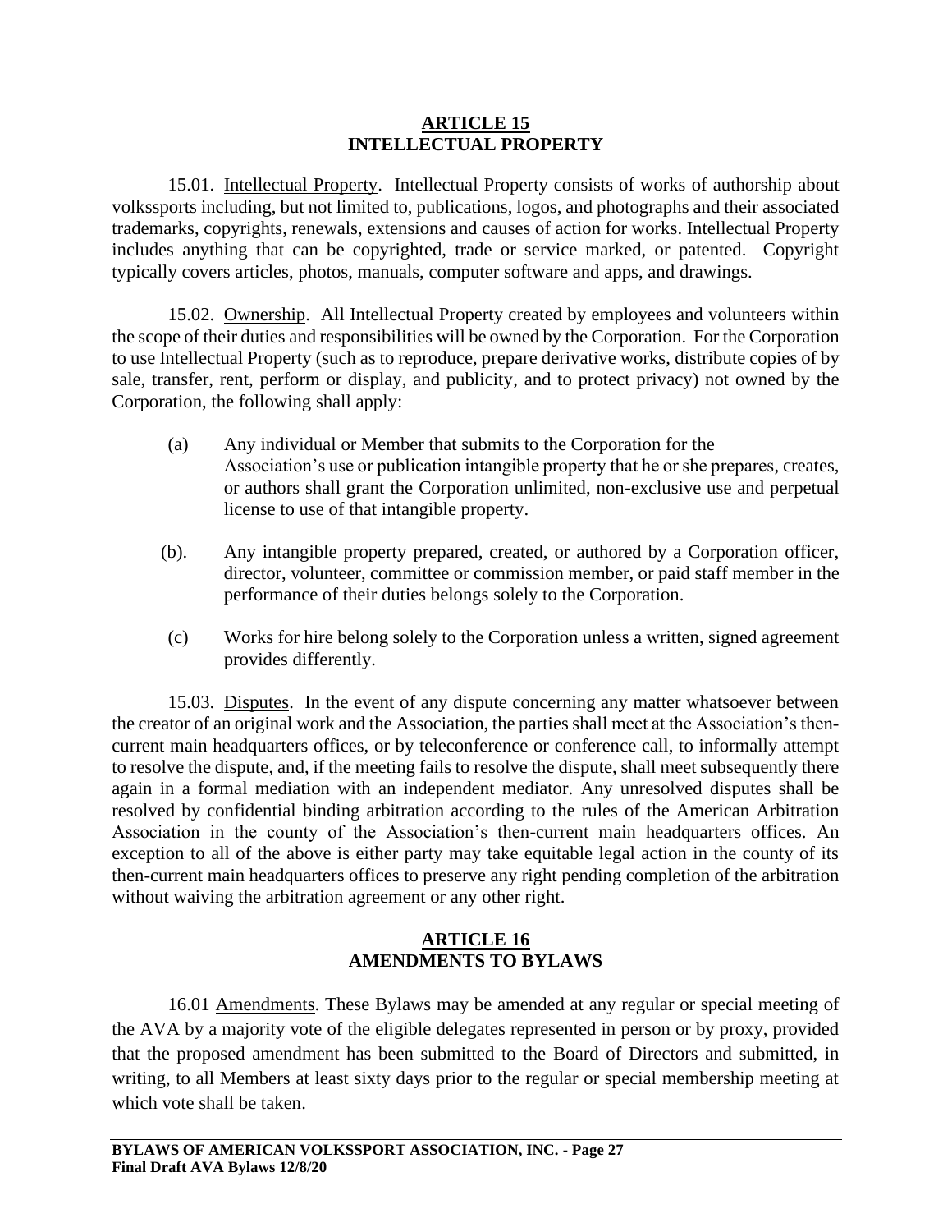## ARTICLE 15
## INTELLECTUAL PROPERTY

15.01. Intellectual Property. Intellectual Property consists of works of authorship about volkssports including, but not limited to, publications, logos, and photographs and their associated trademarks, copyrights, renewals, extensions and causes of action for works. Intellectual Property includes anything that can be copyrighted, trade or service marked, or patented. Copyright typically covers articles, photos, manuals, computer software and apps, and drawings.

15.02. Ownership. All Intellectual Property created by employees and volunteers within the scope of their duties and responsibilities will be owned by the Corporation. For the Corporation to use Intellectual Property (such as to reproduce, prepare derivative works, distribute copies of by sale, transfer, rent, perform or display, and publicity, and to protect privacy) not owned by the Corporation, the following shall apply:

(a) Any individual or Member that submits to the Corporation for the Association's use or publication intangible property that he or she prepares, creates, or authors shall grant the Corporation unlimited, non-exclusive use and perpetual license to use of that intangible property.

(b). Any intangible property prepared, created, or authored by a Corporation officer, director, volunteer, committee or commission member, or paid staff member in the performance of their duties belongs solely to the Corporation.

(c) Works for hire belong solely to the Corporation unless a written, signed agreement provides differently.

15.03. Disputes. In the event of any dispute concerning any matter whatsoever between the creator of an original work and the Association, the parties shall meet at the Association's then-current main headquarters offices, or by teleconference or conference call, to informally attempt to resolve the dispute, and, if the meeting fails to resolve the dispute, shall meet subsequently there again in a formal mediation with an independent mediator. Any unresolved disputes shall be resolved by confidential binding arbitration according to the rules of the American Arbitration Association in the county of the Association's then-current main headquarters offices. An exception to all of the above is either party may take equitable legal action in the county of its then-current main headquarters offices to preserve any right pending completion of the arbitration without waiving the arbitration agreement or any other right.

## ARTICLE 16
## AMENDMENTS TO BYLAWS

16.01 Amendments. These Bylaws may be amended at any regular or special meeting of the AVA by a majority vote of the eligible delegates represented in person or by proxy, provided that the proposed amendment has been submitted to the Board of Directors and submitted, in writing, to all Members at least sixty days prior to the regular or special membership meeting at which vote shall be taken.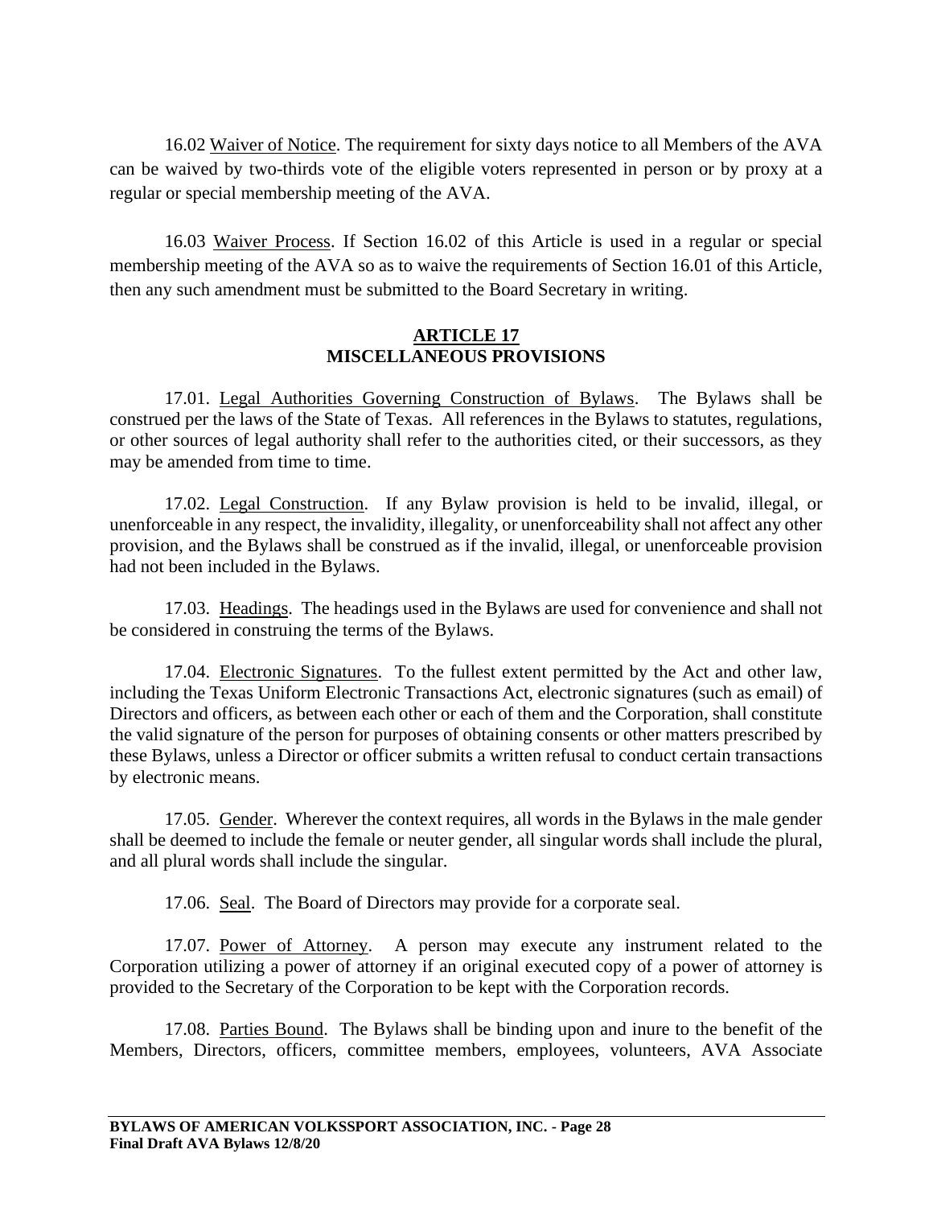16.02 Waiver of Notice. The requirement for sixty days notice to all Members of the AVA can be waived by two-thirds vote of the eligible voters represented in person or by proxy at a regular or special membership meeting of the AVA.

16.03 Waiver Process. If Section 16.02 of this Article is used in a regular or special membership meeting of the AVA so as to waive the requirements of Section 16.01 of this Article, then any such amendment must be submitted to the Board Secretary in writing.

## ARTICLE 17
## MISCELLANEOUS PROVISIONS

17.01. Legal Authorities Governing Construction of Bylaws. The Bylaws shall be construed per the laws of the State of Texas. All references in the Bylaws to statutes, regulations, or other sources of legal authority shall refer to the authorities cited, or their successors, as they may be amended from time to time.

17.02. Legal Construction. If any Bylaw provision is held to be invalid, illegal, or unenforceable in any respect, the invalidity, illegality, or unenforceability shall not affect any other provision, and the Bylaws shall be construed as if the invalid, illegal, or unenforceable provision had not been included in the Bylaws.

17.03. Headings. The headings used in the Bylaws are used for convenience and shall not be considered in construing the terms of the Bylaws.

17.04. Electronic Signatures. To the fullest extent permitted by the Act and other law, including the Texas Uniform Electronic Transactions Act, electronic signatures (such as email) of Directors and officers, as between each other or each of them and the Corporation, shall constitute the valid signature of the person for purposes of obtaining consents or other matters prescribed by these Bylaws, unless a Director or officer submits a written refusal to conduct certain transactions by electronic means.

17.05. Gender. Wherever the context requires, all words in the Bylaws in the male gender shall be deemed to include the female or neuter gender, all singular words shall include the plural, and all plural words shall include the singular.

17.06. Seal. The Board of Directors may provide for a corporate seal.

17.07. Power of Attorney. A person may execute any instrument related to the Corporation utilizing a power of attorney if an original executed copy of a power of attorney is provided to the Secretary of the Corporation to be kept with the Corporation records.

17.08. Parties Bound. The Bylaws shall be binding upon and inure to the benefit of the Members, Directors, officers, committee members, employees, volunteers, AVA Associate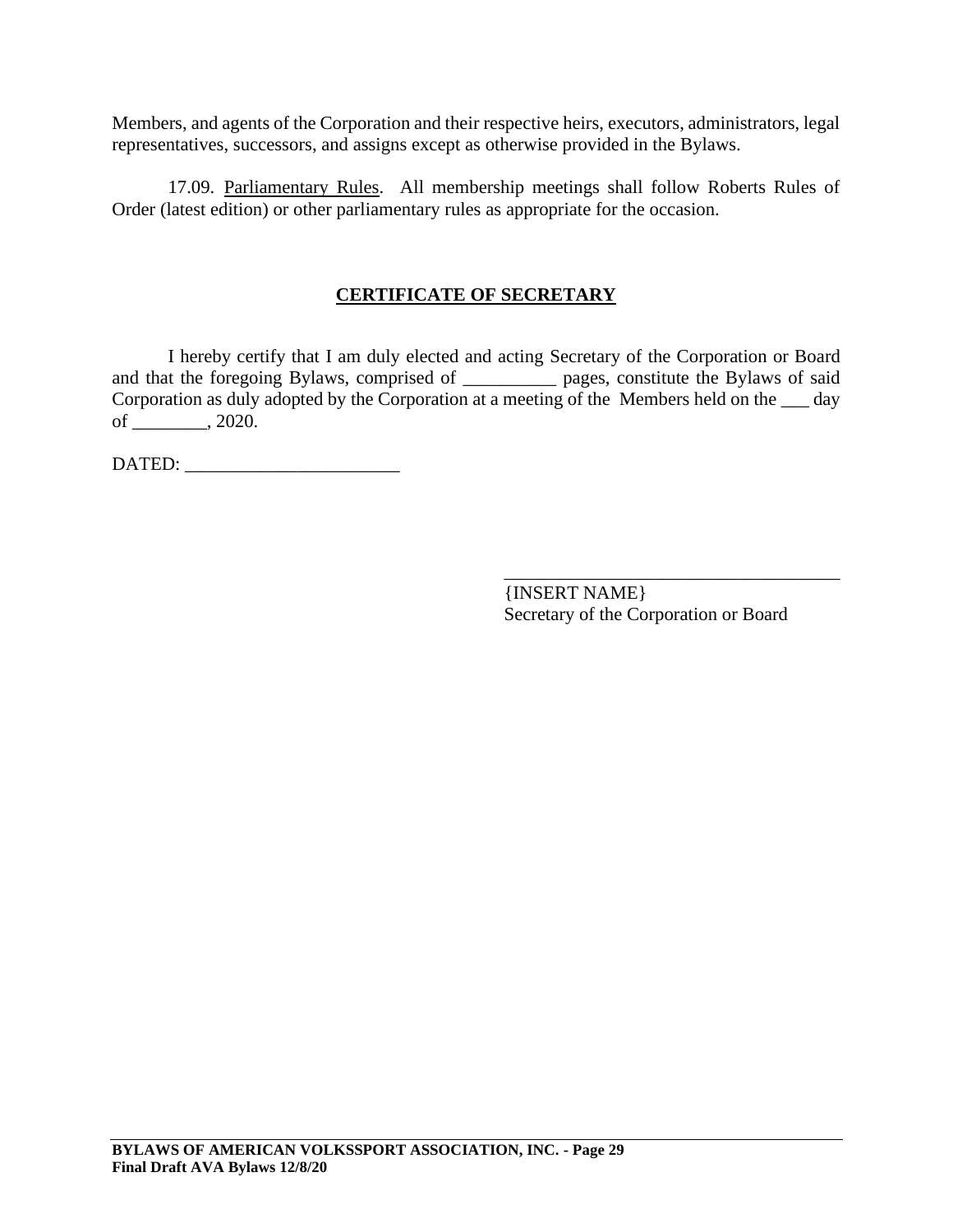Members, and agents of the Corporation and their respective heirs, executors, administrators, legal representatives, successors, and assigns except as otherwise provided in the Bylaws.

17.09. Parliamentary Rules. All membership meetings shall follow Roberts Rules of Order (latest edition) or other parliamentary rules as appropriate for the occasion.

## CERTIFICATE OF SECRETARY

I hereby certify that I am duly elected and acting Secretary of the Corporation or Board and that the foregoing Bylaws, comprised of __________ pages, constitute the Bylaws of said Corporation as duly adopted by the Corporation at a meeting of the Members held on the ___ day of ________, 2020.

DATED: _______________________

_____________________________________
{INSERT NAME}
Secretary of the Corporation or Board